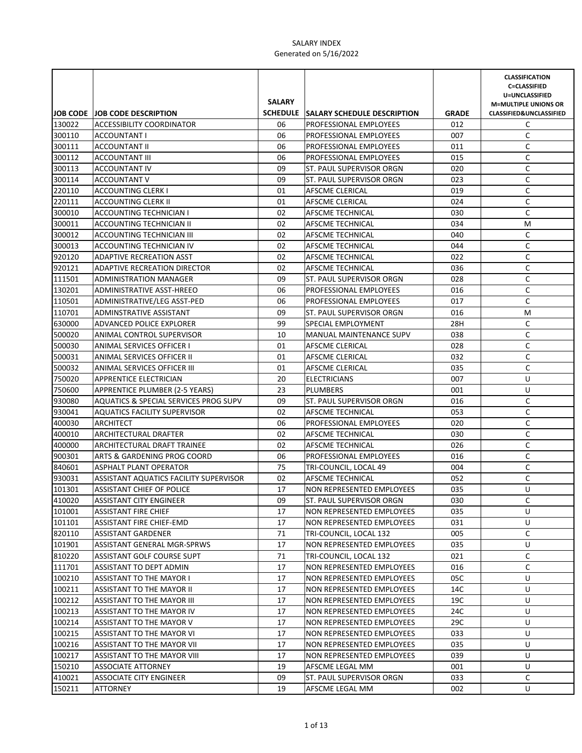# SALARY INDEX

Generated on 5/16/2022

| JOB CODE | JOB CODE DESCRIPTION | SALARY SCHEDULE | SALARY SCHEDULE DESCRIPTION | GRADE | CLASSIFICATION C=CLASSIFIED U=UNCLASSIFIED M=MULTIPLE UNIONS OR CLASSIFIED&UNCLASSIFIED |
|---|---|---|---|---|---|
| 130022 | ACCESSIBILITY COORDINATOR | 06 | PROFESSIONAL EMPLOYEES | 012 | C |
| 300110 | ACCOUNTANT I | 06 | PROFESSIONAL EMPLOYEES | 007 | C |
| 300111 | ACCOUNTANT II | 06 | PROFESSIONAL EMPLOYEES | 011 | C |
| 300112 | ACCOUNTANT III | 06 | PROFESSIONAL EMPLOYEES | 015 | C |
| 300113 | ACCOUNTANT IV | 09 | ST. PAUL SUPERVISOR ORGN | 020 | C |
| 300114 | ACCOUNTANT V | 09 | ST. PAUL SUPERVISOR ORGN | 023 | C |
| 220110 | ACCOUNTING CLERK I | 01 | AFSCME CLERICAL | 019 | C |
| 220111 | ACCOUNTING CLERK II | 01 | AFSCME CLERICAL | 024 | C |
| 300010 | ACCOUNTING TECHNICIAN I | 02 | AFSCME TECHNICAL | 030 | C |
| 300011 | ACCOUNTING TECHNICIAN II | 02 | AFSCME TECHNICAL | 034 | M |
| 300012 | ACCOUNTING TECHNICIAN III | 02 | AFSCME TECHNICAL | 040 | C |
| 300013 | ACCOUNTING TECHNICIAN IV | 02 | AFSCME TECHNICAL | 044 | C |
| 920120 | ADAPTIVE RECREATION ASST | 02 | AFSCME TECHNICAL | 022 | C |
| 920121 | ADAPTIVE RECREATION DIRECTOR | 02 | AFSCME TECHNICAL | 036 | C |
| 111501 | ADMINISTRATION MANAGER | 09 | ST. PAUL SUPERVISOR ORGN | 028 | C |
| 130201 | ADMINISTRATIVE ASST-HREEO | 06 | PROFESSIONAL EMPLOYEES | 016 | C |
| 110501 | ADMINISTRATIVE/LEG ASST-PED | 06 | PROFESSIONAL EMPLOYEES | 017 | C |
| 110701 | ADMINSTRATIVE ASSISTANT | 09 | ST. PAUL SUPERVISOR ORGN | 016 | M |
| 630000 | ADVANCED POLICE EXPLORER | 99 | SPECIAL EMPLOYMENT | 28H | C |
| 500020 | ANIMAL CONTROL SUPERVISOR | 10 | MANUAL MAINTENANCE SUPV | 038 | C |
| 500030 | ANIMAL SERVICES OFFICER I | 01 | AFSCME CLERICAL | 028 | C |
| 500031 | ANIMAL SERVICES OFFICER II | 01 | AFSCME CLERICAL | 032 | C |
| 500032 | ANIMAL SERVICES OFFICER III | 01 | AFSCME CLERICAL | 035 | C |
| 750020 | APPRENTICE ELECTRICIAN | 20 | ELECTRICIANS | 007 | U |
| 750600 | APPRENTICE PLUMBER (2-5 YEARS) | 23 | PLUMBERS | 001 | U |
| 930080 | AQUATICS & SPECIAL SERVICES PROG SUPV | 09 | ST. PAUL SUPERVISOR ORGN | 016 | C |
| 930041 | AQUATICS FACILITY SUPERVISOR | 02 | AFSCME TECHNICAL | 053 | C |
| 400030 | ARCHITECT | 06 | PROFESSIONAL EMPLOYEES | 020 | C |
| 400010 | ARCHITECTURAL DRAFTER | 02 | AFSCME TECHNICAL | 030 | C |
| 400000 | ARCHITECTURAL DRAFT TRAINEE | 02 | AFSCME TECHNICAL | 026 | C |
| 900301 | ARTS & GARDENING PROG COORD | 06 | PROFESSIONAL EMPLOYEES | 016 | C |
| 840601 | ASPHALT PLANT OPERATOR | 75 | TRI-COUNCIL, LOCAL 49 | 004 | C |
| 930031 | ASSISTANT AQUATICS FACILITY SUPERVISOR | 02 | AFSCME TECHNICAL | 052 | C |
| 101301 | ASSISTANT CHIEF OF POLICE | 17 | NON REPRESENTED EMPLOYEES | 035 | U |
| 410020 | ASSISTANT CITY ENGINEER | 09 | ST. PAUL SUPERVISOR ORGN | 030 | C |
| 101001 | ASSISTANT FIRE CHIEF | 17 | NON REPRESENTED EMPLOYEES | 035 | U |
| 101101 | ASSISTANT FIRE CHIEF-EMD | 17 | NON REPRESENTED EMPLOYEES | 031 | U |
| 820110 | ASSISTANT GARDENER | 71 | TRI-COUNCIL, LOCAL 132 | 005 | C |
| 101901 | ASSISTANT GENERAL MGR-SPRWS | 17 | NON REPRESENTED EMPLOYEES | 035 | U |
| 810220 | ASSISTANT GOLF COURSE SUPT | 71 | TRI-COUNCIL, LOCAL 132 | 021 | C |
| 111701 | ASSISTANT TO DEPT ADMIN | 17 | NON REPRESENTED EMPLOYEES | 016 | C |
| 100210 | ASSISTANT TO THE MAYOR I | 17 | NON REPRESENTED EMPLOYEES | 05C | U |
| 100211 | ASSISTANT TO THE MAYOR II | 17 | NON REPRESENTED EMPLOYEES | 14C | U |
| 100212 | ASSISTANT TO THE MAYOR III | 17 | NON REPRESENTED EMPLOYEES | 19C | U |
| 100213 | ASSISTANT TO THE MAYOR IV | 17 | NON REPRESENTED EMPLOYEES | 24C | U |
| 100214 | ASSISTANT TO THE MAYOR V | 17 | NON REPRESENTED EMPLOYEES | 29C | U |
| 100215 | ASSISTANT TO THE MAYOR VI | 17 | NON REPRESENTED EMPLOYEES | 033 | U |
| 100216 | ASSISTANT TO THE MAYOR VII | 17 | NON REPRESENTED EMPLOYEES | 035 | U |
| 100217 | ASSISTANT TO THE MAYOR VIII | 17 | NON REPRESENTED EMPLOYEES | 039 | U |
| 150210 | ASSOCIATE ATTORNEY | 19 | AFSCME LEGAL MM | 001 | U |
| 410021 | ASSOCIATE CITY ENGINEER | 09 | ST. PAUL SUPERVISOR ORGN | 033 | C |
| 150211 | ATTORNEY | 19 | AFSCME LEGAL MM | 002 | U |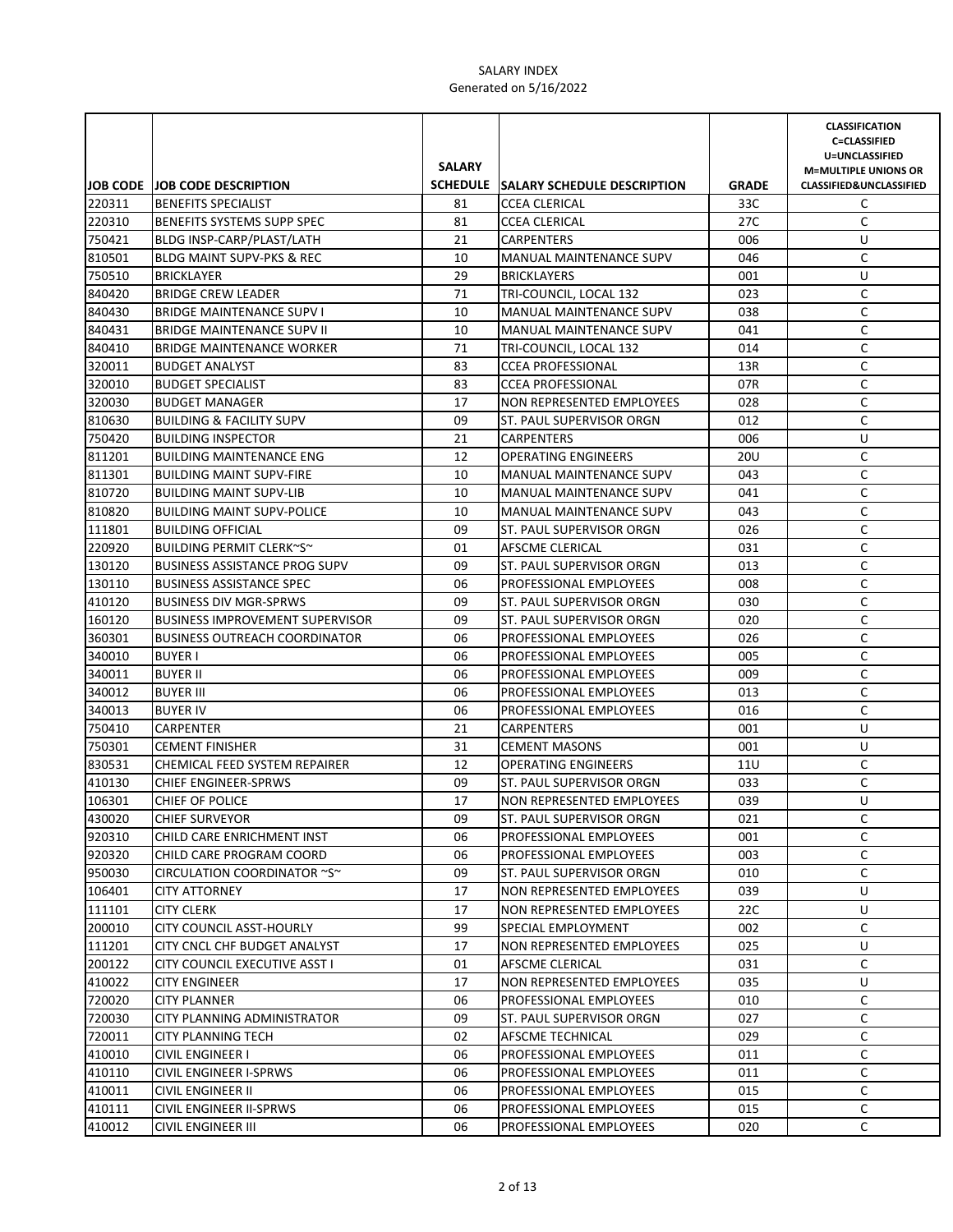SALARY INDEX
Generated on 5/16/2022

| JOB CODE | JOB CODE DESCRIPTION | SALARY SCHEDULE | SALARY SCHEDULE DESCRIPTION | GRADE | CLASSIFICATION C=CLASSIFIED U=UNCLASSIFIED M=MULTIPLE UNIONS OR CLASSIFIED&UNCLASSIFIED |
|---|---|---|---|---|---|
| 220311 | BENEFITS SPECIALIST | 81 | CCEA CLERICAL | 33C | C |
| 220310 | BENEFITS SYSTEMS SUPP SPEC | 81 | CCEA CLERICAL | 27C | C |
| 750421 | BLDG INSP-CARP/PLAST/LATH | 21 | CARPENTERS | 006 | U |
| 810501 | BLDG MAINT SUPV-PKS & REC | 10 | MANUAL MAINTENANCE SUPV | 046 | C |
| 750510 | BRICKLAYER | 29 | BRICKLAYERS | 001 | U |
| 840420 | BRIDGE CREW LEADER | 71 | TRI-COUNCIL, LOCAL 132 | 023 | C |
| 840430 | BRIDGE MAINTENANCE SUPV I | 10 | MANUAL MAINTENANCE SUPV | 038 | C |
| 840431 | BRIDGE MAINTENANCE SUPV II | 10 | MANUAL MAINTENANCE SUPV | 041 | C |
| 840410 | BRIDGE MAINTENANCE WORKER | 71 | TRI-COUNCIL, LOCAL 132 | 014 | C |
| 320011 | BUDGET ANALYST | 83 | CCEA PROFESSIONAL | 13R | C |
| 320010 | BUDGET SPECIALIST | 83 | CCEA PROFESSIONAL | 07R | C |
| 320030 | BUDGET MANAGER | 17 | NON REPRESENTED EMPLOYEES | 028 | C |
| 810630 | BUILDING & FACILITY SUPV | 09 | ST. PAUL SUPERVISOR ORGN | 012 | C |
| 750420 | BUILDING INSPECTOR | 21 | CARPENTERS | 006 | U |
| 811201 | BUILDING MAINTENANCE ENG | 12 | OPERATING ENGINEERS | 20U | C |
| 811301 | BUILDING MAINT SUPV-FIRE | 10 | MANUAL MAINTENANCE SUPV | 043 | C |
| 810720 | BUILDING MAINT SUPV-LIB | 10 | MANUAL MAINTENANCE SUPV | 041 | C |
| 810820 | BUILDING MAINT SUPV-POLICE | 10 | MANUAL MAINTENANCE SUPV | 043 | C |
| 111801 | BUILDING OFFICIAL | 09 | ST. PAUL SUPERVISOR ORGN | 026 | C |
| 220920 | BUILDING PERMIT CLERK~S~ | 01 | AFSCME CLERICAL | 031 | C |
| 130120 | BUSINESS ASSISTANCE PROG SUPV | 09 | ST. PAUL SUPERVISOR ORGN | 013 | C |
| 130110 | BUSINESS ASSISTANCE SPEC | 06 | PROFESSIONAL EMPLOYEES | 008 | C |
| 410120 | BUSINESS DIV MGR-SPRWS | 09 | ST. PAUL SUPERVISOR ORGN | 030 | C |
| 160120 | BUSINESS IMPROVEMENT SUPERVISOR | 09 | ST. PAUL SUPERVISOR ORGN | 020 | C |
| 360301 | BUSINESS OUTREACH COORDINATOR | 06 | PROFESSIONAL EMPLOYEES | 026 | C |
| 340010 | BUYER I | 06 | PROFESSIONAL EMPLOYEES | 005 | C |
| 340011 | BUYER II | 06 | PROFESSIONAL EMPLOYEES | 009 | C |
| 340012 | BUYER III | 06 | PROFESSIONAL EMPLOYEES | 013 | C |
| 340013 | BUYER IV | 06 | PROFESSIONAL EMPLOYEES | 016 | C |
| 750410 | CARPENTER | 21 | CARPENTERS | 001 | U |
| 750301 | CEMENT FINISHER | 31 | CEMENT MASONS | 001 | U |
| 830531 | CHEMICAL FEED SYSTEM REPAIRER | 12 | OPERATING ENGINEERS | 11U | C |
| 410130 | CHIEF ENGINEER-SPRWS | 09 | ST. PAUL SUPERVISOR ORGN | 033 | C |
| 106301 | CHIEF OF POLICE | 17 | NON REPRESENTED EMPLOYEES | 039 | U |
| 430020 | CHIEF SURVEYOR | 09 | ST. PAUL SUPERVISOR ORGN | 021 | C |
| 920310 | CHILD CARE ENRICHMENT INST | 06 | PROFESSIONAL EMPLOYEES | 001 | C |
| 920320 | CHILD CARE PROGRAM COORD | 06 | PROFESSIONAL EMPLOYEES | 003 | C |
| 950030 | CIRCULATION COORDINATOR ~S~ | 09 | ST. PAUL SUPERVISOR ORGN | 010 | C |
| 106401 | CITY ATTORNEY | 17 | NON REPRESENTED EMPLOYEES | 039 | U |
| 111101 | CITY CLERK | 17 | NON REPRESENTED EMPLOYEES | 22C | U |
| 200010 | CITY COUNCIL ASST-HOURLY | 99 | SPECIAL EMPLOYMENT | 002 | C |
| 111201 | CITY CNCL CHF BUDGET ANALYST | 17 | NON REPRESENTED EMPLOYEES | 025 | U |
| 200122 | CITY COUNCIL EXECUTIVE ASST I | 01 | AFSCME CLERICAL | 031 | C |
| 410022 | CITY ENGINEER | 17 | NON REPRESENTED EMPLOYEES | 035 | U |
| 720020 | CITY PLANNER | 06 | PROFESSIONAL EMPLOYEES | 010 | C |
| 720030 | CITY PLANNING ADMINISTRATOR | 09 | ST. PAUL SUPERVISOR ORGN | 027 | C |
| 720011 | CITY PLANNING TECH | 02 | AFSCME TECHNICAL | 029 | C |
| 410010 | CIVIL ENGINEER I | 06 | PROFESSIONAL EMPLOYEES | 011 | C |
| 410110 | CIVIL ENGINEER I-SPRWS | 06 | PROFESSIONAL EMPLOYEES | 011 | C |
| 410011 | CIVIL ENGINEER II | 06 | PROFESSIONAL EMPLOYEES | 015 | C |
| 410111 | CIVIL ENGINEER II-SPRWS | 06 | PROFESSIONAL EMPLOYEES | 015 | C |
| 410012 | CIVIL ENGINEER III | 06 | PROFESSIONAL EMPLOYEES | 020 | C |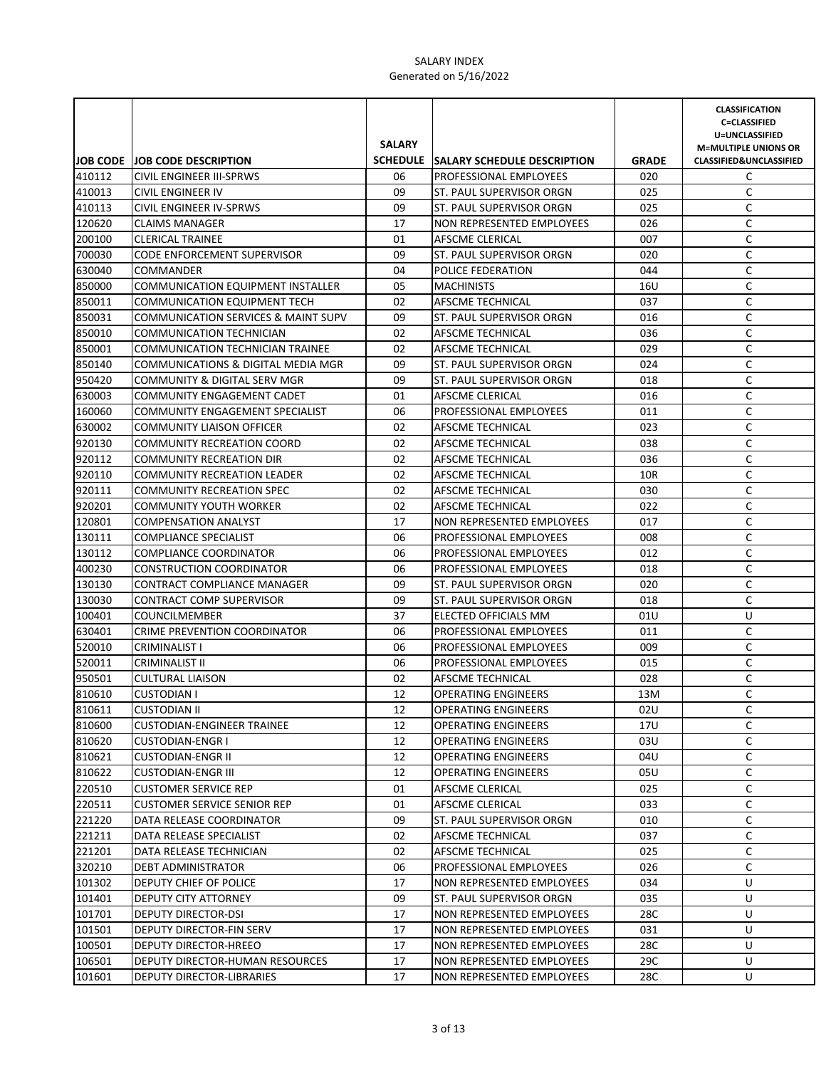SALARY INDEX
Generated on 5/16/2022

| JOB CODE | JOB CODE DESCRIPTION | SALARY SCHEDULE | SALARY SCHEDULE DESCRIPTION | GRADE | CLASSIFICATION C=CLASSIFIED U=UNCLASSIFIED M=MULTIPLE UNIONS OR CLASSIFIED&UNCLASSIFIED |
|---|---|---|---|---|---|
| 410112 | CIVIL ENGINEER III-SPRWS | 06 | PROFESSIONAL EMPLOYEES | 020 | C |
| 410013 | CIVIL ENGINEER IV | 09 | ST. PAUL SUPERVISOR ORGN | 025 | C |
| 410113 | CIVIL ENGINEER IV-SPRWS | 09 | ST. PAUL SUPERVISOR ORGN | 025 | C |
| 120620 | CLAIMS MANAGER | 17 | NON REPRESENTED EMPLOYEES | 026 | C |
| 200100 | CLERICAL TRAINEE | 01 | AFSCME CLERICAL | 007 | C |
| 700030 | CODE ENFORCEMENT SUPERVISOR | 09 | ST. PAUL SUPERVISOR ORGN | 020 | C |
| 630040 | COMMANDER | 04 | POLICE FEDERATION | 044 | C |
| 850000 | COMMUNICATION EQUIPMENT INSTALLER | 05 | MACHINISTS | 16U | C |
| 850011 | COMMUNICATION EQUIPMENT TECH | 02 | AFSCME TECHNICAL | 037 | C |
| 850031 | COMMUNICATION SERVICES & MAINT SUPV | 09 | ST. PAUL SUPERVISOR ORGN | 016 | C |
| 850010 | COMMUNICATION TECHNICIAN | 02 | AFSCME TECHNICAL | 036 | C |
| 850001 | COMMUNICATION TECHNICIAN TRAINEE | 02 | AFSCME TECHNICAL | 029 | C |
| 850140 | COMMUNICATIONS & DIGITAL MEDIA MGR | 09 | ST. PAUL SUPERVISOR ORGN | 024 | C |
| 950420 | COMMUNITY & DIGITAL SERV MGR | 09 | ST. PAUL SUPERVISOR ORGN | 018 | C |
| 630003 | COMMUNITY ENGAGEMENT CADET | 01 | AFSCME CLERICAL | 016 | C |
| 160060 | COMMUNITY ENGAGEMENT SPECIALIST | 06 | PROFESSIONAL EMPLOYEES | 011 | C |
| 630002 | COMMUNITY LIAISON OFFICER | 02 | AFSCME TECHNICAL | 023 | C |
| 920130 | COMMUNITY RECREATION COORD | 02 | AFSCME TECHNICAL | 038 | C |
| 920112 | COMMUNITY RECREATION DIR | 02 | AFSCME TECHNICAL | 036 | C |
| 920110 | COMMUNITY RECREATION LEADER | 02 | AFSCME TECHNICAL | 10R | C |
| 920111 | COMMUNITY RECREATION SPEC | 02 | AFSCME TECHNICAL | 030 | C |
| 920201 | COMMUNITY YOUTH WORKER | 02 | AFSCME TECHNICAL | 022 | C |
| 120801 | COMPENSATION ANALYST | 17 | NON REPRESENTED EMPLOYEES | 017 | C |
| 130111 | COMPLIANCE SPECIALIST | 06 | PROFESSIONAL EMPLOYEES | 008 | C |
| 130112 | COMPLIANCE COORDINATOR | 06 | PROFESSIONAL EMPLOYEES | 012 | C |
| 400230 | CONSTRUCTION COORDINATOR | 06 | PROFESSIONAL EMPLOYEES | 018 | C |
| 130130 | CONTRACT COMPLIANCE MANAGER | 09 | ST. PAUL SUPERVISOR ORGN | 020 | C |
| 130030 | CONTRACT COMP SUPERVISOR | 09 | ST. PAUL SUPERVISOR ORGN | 018 | C |
| 100401 | COUNCILMEMBER | 37 | ELECTED OFFICIALS MM | 01U | U |
| 630401 | CRIME PREVENTION COORDINATOR | 06 | PROFESSIONAL EMPLOYEES | 011 | C |
| 520010 | CRIMINALIST I | 06 | PROFESSIONAL EMPLOYEES | 009 | C |
| 520011 | CRIMINALIST II | 06 | PROFESSIONAL EMPLOYEES | 015 | C |
| 950501 | CULTURAL LIAISON | 02 | AFSCME TECHNICAL | 028 | C |
| 810610 | CUSTODIAN I | 12 | OPERATING ENGINEERS | 13M | C |
| 810611 | CUSTODIAN II | 12 | OPERATING ENGINEERS | 02U | C |
| 810600 | CUSTODIAN-ENGINEER TRAINEE | 12 | OPERATING ENGINEERS | 17U | C |
| 810620 | CUSTODIAN-ENGR I | 12 | OPERATING ENGINEERS | 03U | C |
| 810621 | CUSTODIAN-ENGR II | 12 | OPERATING ENGINEERS | 04U | C |
| 810622 | CUSTODIAN-ENGR III | 12 | OPERATING ENGINEERS | 05U | C |
| 220510 | CUSTOMER SERVICE REP | 01 | AFSCME CLERICAL | 025 | C |
| 220511 | CUSTOMER SERVICE SENIOR REP | 01 | AFSCME CLERICAL | 033 | C |
| 221220 | DATA RELEASE COORDINATOR | 09 | ST. PAUL SUPERVISOR ORGN | 010 | C |
| 221211 | DATA RELEASE SPECIALIST | 02 | AFSCME TECHNICAL | 037 | C |
| 221201 | DATA RELEASE TECHNICIAN | 02 | AFSCME TECHNICAL | 025 | C |
| 320210 | DEBT ADMINISTRATOR | 06 | PROFESSIONAL EMPLOYEES | 026 | C |
| 101302 | DEPUTY CHIEF OF POLICE | 17 | NON REPRESENTED EMPLOYEES | 034 | U |
| 101401 | DEPUTY CITY ATTORNEY | 09 | ST. PAUL SUPERVISOR ORGN | 035 | U |
| 101701 | DEPUTY DIRECTOR-DSI | 17 | NON REPRESENTED EMPLOYEES | 28C | U |
| 101501 | DEPUTY DIRECTOR-FIN SERV | 17 | NON REPRESENTED EMPLOYEES | 031 | U |
| 100501 | DEPUTY DIRECTOR-HREEO | 17 | NON REPRESENTED EMPLOYEES | 28C | U |
| 106501 | DEPUTY DIRECTOR-HUMAN RESOURCES | 17 | NON REPRESENTED EMPLOYEES | 29C | U |
| 101601 | DEPUTY DIRECTOR-LIBRARIES | 17 | NON REPRESENTED EMPLOYEES | 28C | U |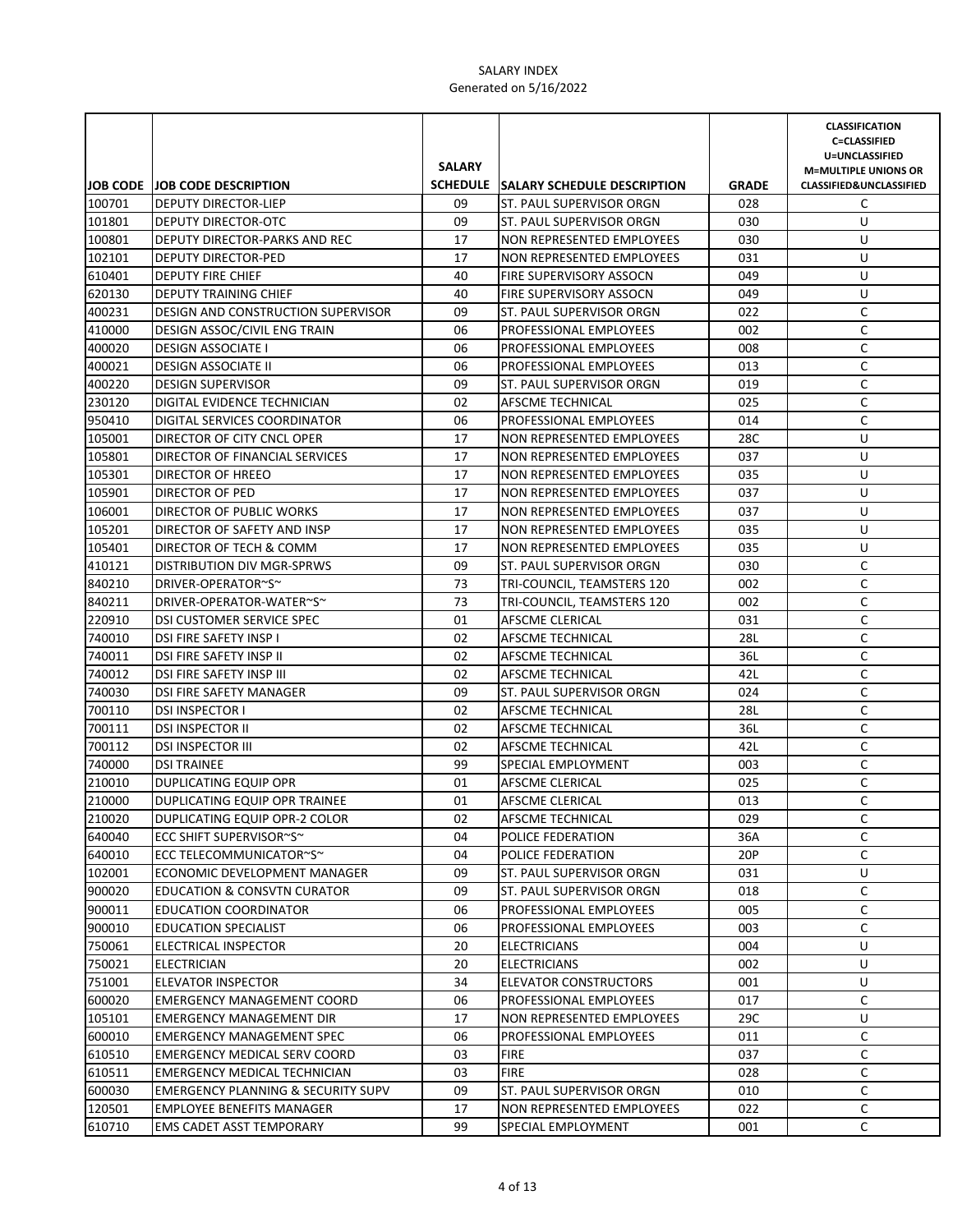SALARY INDEX
Generated on 5/16/2022

| JOB CODE | JOB CODE DESCRIPTION | SALARY SCHEDULE | SALARY SCHEDULE DESCRIPTION | GRADE | CLASSIFICATION C=CLASSIFIED U=UNCLASSIFIED M=MULTIPLE UNIONS OR CLASSIFIED&UNCLASSIFIED |
|---|---|---|---|---|---|
| 100701 | DEPUTY DIRECTOR-LIEP | 09 | ST. PAUL SUPERVISOR ORGN | 028 | C |
| 101801 | DEPUTY DIRECTOR-OTC | 09 | ST. PAUL SUPERVISOR ORGN | 030 | U |
| 100801 | DEPUTY DIRECTOR-PARKS AND REC | 17 | NON REPRESENTED EMPLOYEES | 030 | U |
| 102101 | DEPUTY DIRECTOR-PED | 17 | NON REPRESENTED EMPLOYEES | 031 | U |
| 610401 | DEPUTY FIRE CHIEF | 40 | FIRE SUPERVISORY ASSOCN | 049 | U |
| 620130 | DEPUTY TRAINING CHIEF | 40 | FIRE SUPERVISORY ASSOCN | 049 | U |
| 400231 | DESIGN AND CONSTRUCTION SUPERVISOR | 09 | ST. PAUL SUPERVISOR ORGN | 022 | C |
| 410000 | DESIGN ASSOC/CIVIL ENG TRAIN | 06 | PROFESSIONAL EMPLOYEES | 002 | C |
| 400020 | DESIGN ASSOCIATE I | 06 | PROFESSIONAL EMPLOYEES | 008 | C |
| 400021 | DESIGN ASSOCIATE II | 06 | PROFESSIONAL EMPLOYEES | 013 | C |
| 400220 | DESIGN SUPERVISOR | 09 | ST. PAUL SUPERVISOR ORGN | 019 | C |
| 230120 | DIGITAL EVIDENCE TECHNICIAN | 02 | AFSCME TECHNICAL | 025 | C |
| 950410 | DIGITAL SERVICES COORDINATOR | 06 | PROFESSIONAL EMPLOYEES | 014 | C |
| 105001 | DIRECTOR OF CITY CNCL OPER | 17 | NON REPRESENTED EMPLOYEES | 28C | U |
| 105801 | DIRECTOR OF FINANCIAL SERVICES | 17 | NON REPRESENTED EMPLOYEES | 037 | U |
| 105301 | DIRECTOR OF HREEO | 17 | NON REPRESENTED EMPLOYEES | 035 | U |
| 105901 | DIRECTOR OF PED | 17 | NON REPRESENTED EMPLOYEES | 037 | U |
| 106001 | DIRECTOR OF PUBLIC WORKS | 17 | NON REPRESENTED EMPLOYEES | 037 | U |
| 105201 | DIRECTOR OF SAFETY AND INSP | 17 | NON REPRESENTED EMPLOYEES | 035 | U |
| 105401 | DIRECTOR OF TECH & COMM | 17 | NON REPRESENTED EMPLOYEES | 035 | U |
| 410121 | DISTRIBUTION DIV MGR-SPRWS | 09 | ST. PAUL SUPERVISOR ORGN | 030 | C |
| 840210 | DRIVER-OPERATOR~S~ | 73 | TRI-COUNCIL, TEAMSTERS 120 | 002 | C |
| 840211 | DRIVER-OPERATOR-WATER~S~ | 73 | TRI-COUNCIL, TEAMSTERS 120 | 002 | C |
| 220910 | DSI CUSTOMER SERVICE SPEC | 01 | AFSCME CLERICAL | 031 | C |
| 740010 | DSI FIRE SAFETY INSP I | 02 | AFSCME TECHNICAL | 28L | C |
| 740011 | DSI FIRE SAFETY INSP II | 02 | AFSCME TECHNICAL | 36L | C |
| 740012 | DSI FIRE SAFETY INSP III | 02 | AFSCME TECHNICAL | 42L | C |
| 740030 | DSI FIRE SAFETY MANAGER | 09 | ST. PAUL SUPERVISOR ORGN | 024 | C |
| 700110 | DSI INSPECTOR I | 02 | AFSCME TECHNICAL | 28L | C |
| 700111 | DSI INSPECTOR II | 02 | AFSCME TECHNICAL | 36L | C |
| 700112 | DSI INSPECTOR III | 02 | AFSCME TECHNICAL | 42L | C |
| 740000 | DSI TRAINEE | 99 | SPECIAL EMPLOYMENT | 003 | C |
| 210010 | DUPLICATING EQUIP OPR | 01 | AFSCME CLERICAL | 025 | C |
| 210000 | DUPLICATING EQUIP OPR TRAINEE | 01 | AFSCME CLERICAL | 013 | C |
| 210020 | DUPLICATING EQUIP OPR-2 COLOR | 02 | AFSCME TECHNICAL | 029 | C |
| 640040 | ECC SHIFT SUPERVISOR~S~ | 04 | POLICE FEDERATION | 36A | C |
| 640010 | ECC TELECOMMUNICATOR~S~ | 04 | POLICE FEDERATION | 20P | C |
| 102001 | ECONOMIC DEVELOPMENT MANAGER | 09 | ST. PAUL SUPERVISOR ORGN | 031 | U |
| 900020 | EDUCATION & CONSVTN CURATOR | 09 | ST. PAUL SUPERVISOR ORGN | 018 | C |
| 900011 | EDUCATION COORDINATOR | 06 | PROFESSIONAL EMPLOYEES | 005 | C |
| 900010 | EDUCATION SPECIALIST | 06 | PROFESSIONAL EMPLOYEES | 003 | C |
| 750061 | ELECTRICAL INSPECTOR | 20 | ELECTRICIANS | 004 | U |
| 750021 | ELECTRICIAN | 20 | ELECTRICIANS | 002 | U |
| 751001 | ELEVATOR INSPECTOR | 34 | ELEVATOR CONSTRUCTORS | 001 | U |
| 600020 | EMERGENCY MANAGEMENT COORD | 06 | PROFESSIONAL EMPLOYEES | 017 | C |
| 105101 | EMERGENCY MANAGEMENT DIR | 17 | NON REPRESENTED EMPLOYEES | 29C | U |
| 600010 | EMERGENCY MANAGEMENT SPEC | 06 | PROFESSIONAL EMPLOYEES | 011 | C |
| 610510 | EMERGENCY MEDICAL SERV COORD | 03 | FIRE | 037 | C |
| 610511 | EMERGENCY MEDICAL TECHNICIAN | 03 | FIRE | 028 | C |
| 600030 | EMERGENCY PLANNING & SECURITY SUPV | 09 | ST. PAUL SUPERVISOR ORGN | 010 | C |
| 120501 | EMPLOYEE BENEFITS MANAGER | 17 | NON REPRESENTED EMPLOYEES | 022 | C |
| 610710 | EMS CADET ASST TEMPORARY | 99 | SPECIAL EMPLOYMENT | 001 | C |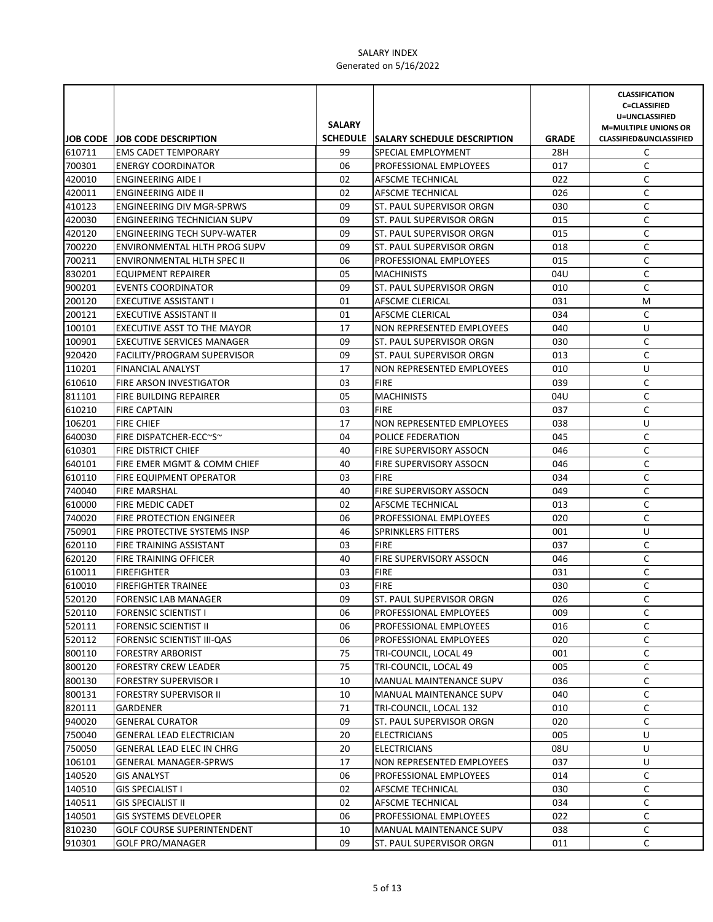SALARY INDEX
Generated on 5/16/2022

| JOB CODE | JOB CODE DESCRIPTION | SALARY SCHEDULE | SALARY SCHEDULE DESCRIPTION | GRADE | CLASSIFICATION C=CLASSIFIED U=UNCLASSIFIED M=MULTIPLE UNIONS OR CLASSIFIED&UNCLASSIFIED |
|---|---|---|---|---|---|
| 610711 | EMS CADET TEMPORARY | 99 | SPECIAL EMPLOYMENT | 28H | C |
| 700301 | ENERGY COORDINATOR | 06 | PROFESSIONAL EMPLOYEES | 017 | C |
| 420010 | ENGINEERING AIDE I | 02 | AFSCME TECHNICAL | 022 | C |
| 420011 | ENGINEERING AIDE II | 02 | AFSCME TECHNICAL | 026 | C |
| 410123 | ENGINEERING DIV MGR-SPRWS | 09 | ST. PAUL SUPERVISOR ORGN | 030 | C |
| 420030 | ENGINEERING TECHNICIAN SUPV | 09 | ST. PAUL SUPERVISOR ORGN | 015 | C |
| 420120 | ENGINEERING TECH SUPV-WATER | 09 | ST. PAUL SUPERVISOR ORGN | 015 | C |
| 700220 | ENVIRONMENTAL HLTH PROG SUPV | 09 | ST. PAUL SUPERVISOR ORGN | 018 | C |
| 700211 | ENVIRONMENTAL HLTH SPEC II | 06 | PROFESSIONAL EMPLOYEES | 015 | C |
| 830201 | EQUIPMENT REPAIRER | 05 | MACHINISTS | 04U | C |
| 900201 | EVENTS COORDINATOR | 09 | ST. PAUL SUPERVISOR ORGN | 010 | C |
| 200120 | EXECUTIVE ASSISTANT I | 01 | AFSCME CLERICAL | 031 | M |
| 200121 | EXECUTIVE ASSISTANT II | 01 | AFSCME CLERICAL | 034 | C |
| 100101 | EXECUTIVE ASST TO THE MAYOR | 17 | NON REPRESENTED EMPLOYEES | 040 | U |
| 100901 | EXECUTIVE SERVICES MANAGER | 09 | ST. PAUL SUPERVISOR ORGN | 030 | C |
| 920420 | FACILITY/PROGRAM SUPERVISOR | 09 | ST. PAUL SUPERVISOR ORGN | 013 | C |
| 110201 | FINANCIAL ANALYST | 17 | NON REPRESENTED EMPLOYEES | 010 | U |
| 610610 | FIRE ARSON INVESTIGATOR | 03 | FIRE | 039 | C |
| 811101 | FIRE BUILDING REPAIRER | 05 | MACHINISTS | 04U | C |
| 610210 | FIRE CAPTAIN | 03 | FIRE | 037 | C |
| 106201 | FIRE CHIEF | 17 | NON REPRESENTED EMPLOYEES | 038 | U |
| 640030 | FIRE DISPATCHER-ECC~S~ | 04 | POLICE FEDERATION | 045 | C |
| 610301 | FIRE DISTRICT CHIEF | 40 | FIRE SUPERVISORY ASSOCN | 046 | C |
| 640101 | FIRE EMER MGMT & COMM CHIEF | 40 | FIRE SUPERVISORY ASSOCN | 046 | C |
| 610110 | FIRE EQUIPMENT OPERATOR | 03 | FIRE | 034 | C |
| 740040 | FIRE MARSHAL | 40 | FIRE SUPERVISORY ASSOCN | 049 | C |
| 610000 | FIRE MEDIC CADET | 02 | AFSCME TECHNICAL | 013 | C |
| 740020 | FIRE PROTECTION ENGINEER | 06 | PROFESSIONAL EMPLOYEES | 020 | C |
| 750901 | FIRE PROTECTIVE SYSTEMS INSP | 46 | SPRINKLERS FITTERS | 001 | U |
| 620110 | FIRE TRAINING ASSISTANT | 03 | FIRE | 037 | C |
| 620120 | FIRE TRAINING OFFICER | 40 | FIRE SUPERVISORY ASSOCN | 046 | C |
| 610011 | FIREFIGHTER | 03 | FIRE | 031 | C |
| 610010 | FIREFIGHTER TRAINEE | 03 | FIRE | 030 | C |
| 520120 | FORENSIC LAB MANAGER | 09 | ST. PAUL SUPERVISOR ORGN | 026 | C |
| 520110 | FORENSIC SCIENTIST I | 06 | PROFESSIONAL EMPLOYEES | 009 | C |
| 520111 | FORENSIC SCIENTIST II | 06 | PROFESSIONAL EMPLOYEES | 016 | C |
| 520112 | FORENSIC SCIENTIST III-QAS | 06 | PROFESSIONAL EMPLOYEES | 020 | C |
| 800110 | FORESTRY ARBORIST | 75 | TRI-COUNCIL, LOCAL 49 | 001 | C |
| 800120 | FORESTRY CREW LEADER | 75 | TRI-COUNCIL, LOCAL 49 | 005 | C |
| 800130 | FORESTRY SUPERVISOR I | 10 | MANUAL MAINTENANCE SUPV | 036 | C |
| 800131 | FORESTRY SUPERVISOR II | 10 | MANUAL MAINTENANCE SUPV | 040 | C |
| 820111 | GARDENER | 71 | TRI-COUNCIL, LOCAL 132 | 010 | C |
| 940020 | GENERAL CURATOR | 09 | ST. PAUL SUPERVISOR ORGN | 020 | C |
| 750040 | GENERAL LEAD ELECTRICIAN | 20 | ELECTRICIANS | 005 | U |
| 750050 | GENERAL LEAD ELEC IN CHRG | 20 | ELECTRICIANS | 08U | U |
| 106101 | GENERAL MANAGER-SPRWS | 17 | NON REPRESENTED EMPLOYEES | 037 | U |
| 140520 | GIS ANALYST | 06 | PROFESSIONAL EMPLOYEES | 014 | C |
| 140510 | GIS SPECIALIST I | 02 | AFSCME TECHNICAL | 030 | C |
| 140511 | GIS SPECIALIST II | 02 | AFSCME TECHNICAL | 034 | C |
| 140501 | GIS SYSTEMS DEVELOPER | 06 | PROFESSIONAL EMPLOYEES | 022 | C |
| 810230 | GOLF COURSE SUPERINTENDENT | 10 | MANUAL MAINTENANCE SUPV | 038 | C |
| 910301 | GOLF PRO/MANAGER | 09 | ST. PAUL SUPERVISOR ORGN | 011 | C |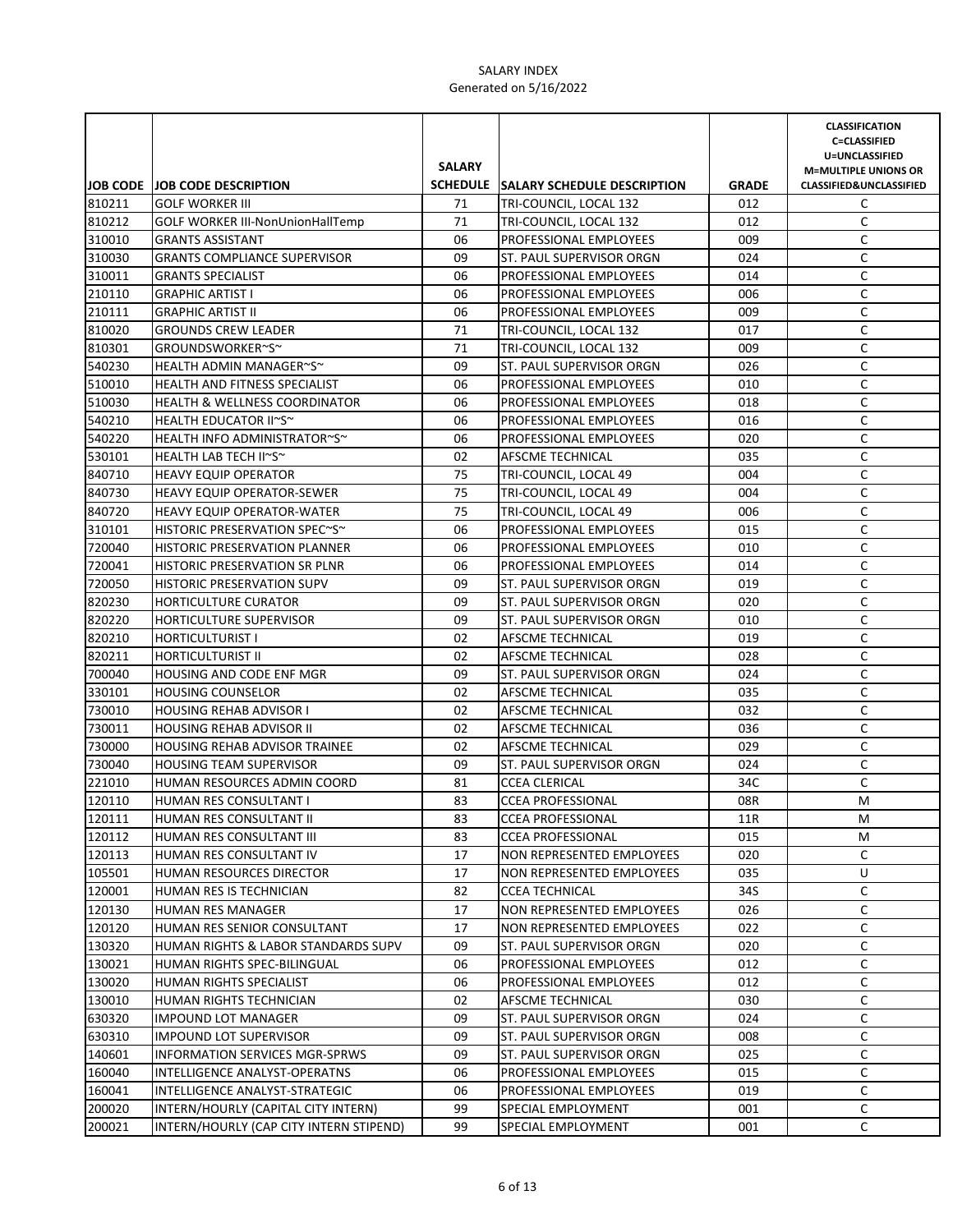SALARY INDEX
Generated on 5/16/2022

| JOB CODE | JOB CODE DESCRIPTION | SALARY SCHEDULE | SALARY SCHEDULE DESCRIPTION | GRADE | CLASSIFICATION C=CLASSIFIED U=UNCLASSIFIED M=MULTIPLE UNIONS OR CLASSIFIED&UNCLASSIFIED |
|---|---|---|---|---|---|
| 810211 | GOLF WORKER III | 71 | TRI-COUNCIL, LOCAL 132 | 012 | C |
| 810212 | GOLF WORKER III-NonUnionHallTemp | 71 | TRI-COUNCIL, LOCAL 132 | 012 | C |
| 310010 | GRANTS ASSISTANT | 06 | PROFESSIONAL EMPLOYEES | 009 | C |
| 310030 | GRANTS COMPLIANCE SUPERVISOR | 09 | ST. PAUL SUPERVISOR ORGN | 024 | C |
| 310011 | GRANTS SPECIALIST | 06 | PROFESSIONAL EMPLOYEES | 014 | C |
| 210110 | GRAPHIC ARTIST I | 06 | PROFESSIONAL EMPLOYEES | 006 | C |
| 210111 | GRAPHIC ARTIST II | 06 | PROFESSIONAL EMPLOYEES | 009 | C |
| 810020 | GROUNDS CREW LEADER | 71 | TRI-COUNCIL, LOCAL 132 | 017 | C |
| 810301 | GROUNDSWORKER~S~ | 71 | TRI-COUNCIL, LOCAL 132 | 009 | C |
| 540230 | HEALTH ADMIN MANAGER~S~ | 09 | ST. PAUL SUPERVISOR ORGN | 026 | C |
| 510010 | HEALTH AND FITNESS SPECIALIST | 06 | PROFESSIONAL EMPLOYEES | 010 | C |
| 510030 | HEALTH & WELLNESS COORDINATOR | 06 | PROFESSIONAL EMPLOYEES | 018 | C |
| 540210 | HEALTH EDUCATOR II~S~ | 06 | PROFESSIONAL EMPLOYEES | 016 | C |
| 540220 | HEALTH INFO ADMINISTRATOR~S~ | 06 | PROFESSIONAL EMPLOYEES | 020 | C |
| 530101 | HEALTH LAB TECH II~S~ | 02 | AFSCME TECHNICAL | 035 | C |
| 840710 | HEAVY EQUIP OPERATOR | 75 | TRI-COUNCIL, LOCAL 49 | 004 | C |
| 840730 | HEAVY EQUIP OPERATOR-SEWER | 75 | TRI-COUNCIL, LOCAL 49 | 004 | C |
| 840720 | HEAVY EQUIP OPERATOR-WATER | 75 | TRI-COUNCIL, LOCAL 49 | 006 | C |
| 310101 | HISTORIC PRESERVATION SPEC~S~ | 06 | PROFESSIONAL EMPLOYEES | 015 | C |
| 720040 | HISTORIC PRESERVATION PLANNER | 06 | PROFESSIONAL EMPLOYEES | 010 | C |
| 720041 | HISTORIC PRESERVATION SR PLNR | 06 | PROFESSIONAL EMPLOYEES | 014 | C |
| 720050 | HISTORIC PRESERVATION SUPV | 09 | ST. PAUL SUPERVISOR ORGN | 019 | C |
| 820230 | HORTICULTURE CURATOR | 09 | ST. PAUL SUPERVISOR ORGN | 020 | C |
| 820220 | HORTICULTURE SUPERVISOR | 09 | ST. PAUL SUPERVISOR ORGN | 010 | C |
| 820210 | HORTICULTURIST I | 02 | AFSCME TECHNICAL | 019 | C |
| 820211 | HORTICULTURIST II | 02 | AFSCME TECHNICAL | 028 | C |
| 700040 | HOUSING AND CODE ENF MGR | 09 | ST. PAUL SUPERVISOR ORGN | 024 | C |
| 330101 | HOUSING COUNSELOR | 02 | AFSCME TECHNICAL | 035 | C |
| 730010 | HOUSING REHAB ADVISOR I | 02 | AFSCME TECHNICAL | 032 | C |
| 730011 | HOUSING REHAB ADVISOR II | 02 | AFSCME TECHNICAL | 036 | C |
| 730000 | HOUSING REHAB ADVISOR TRAINEE | 02 | AFSCME TECHNICAL | 029 | C |
| 730040 | HOUSING TEAM SUPERVISOR | 09 | ST. PAUL SUPERVISOR ORGN | 024 | C |
| 221010 | HUMAN RESOURCES ADMIN COORD | 81 | CCEA CLERICAL | 34C | C |
| 120110 | HUMAN RES CONSULTANT I | 83 | CCEA PROFESSIONAL | 08R | M |
| 120111 | HUMAN RES CONSULTANT II | 83 | CCEA PROFESSIONAL | 11R | M |
| 120112 | HUMAN RES CONSULTANT III | 83 | CCEA PROFESSIONAL | 015 | M |
| 120113 | HUMAN RES CONSULTANT IV | 17 | NON REPRESENTED EMPLOYEES | 020 | C |
| 105501 | HUMAN RESOURCES DIRECTOR | 17 | NON REPRESENTED EMPLOYEES | 035 | U |
| 120001 | HUMAN RES IS TECHNICIAN | 82 | CCEA TECHNICAL | 34S | C |
| 120130 | HUMAN RES MANAGER | 17 | NON REPRESENTED EMPLOYEES | 026 | C |
| 120120 | HUMAN RES SENIOR CONSULTANT | 17 | NON REPRESENTED EMPLOYEES | 022 | C |
| 130320 | HUMAN RIGHTS & LABOR STANDARDS SUPV | 09 | ST. PAUL SUPERVISOR ORGN | 020 | C |
| 130021 | HUMAN RIGHTS SPEC-BILINGUAL | 06 | PROFESSIONAL EMPLOYEES | 012 | C |
| 130020 | HUMAN RIGHTS SPECIALIST | 06 | PROFESSIONAL EMPLOYEES | 012 | C |
| 130010 | HUMAN RIGHTS TECHNICIAN | 02 | AFSCME TECHNICAL | 030 | C |
| 630320 | IMPOUND LOT MANAGER | 09 | ST. PAUL SUPERVISOR ORGN | 024 | C |
| 630310 | IMPOUND LOT SUPERVISOR | 09 | ST. PAUL SUPERVISOR ORGN | 008 | C |
| 140601 | INFORMATION SERVICES MGR-SPRWS | 09 | ST. PAUL SUPERVISOR ORGN | 025 | C |
| 160040 | INTELLIGENCE ANALYST-OPERATNS | 06 | PROFESSIONAL EMPLOYEES | 015 | C |
| 160041 | INTELLIGENCE ANALYST-STRATEGIC | 06 | PROFESSIONAL EMPLOYEES | 019 | C |
| 200020 | INTERN/HOURLY (CAPITAL CITY INTERN) | 99 | SPECIAL EMPLOYMENT | 001 | C |
| 200021 | INTERN/HOURLY (CAP CITY INTERN STIPEND) | 99 | SPECIAL EMPLOYMENT | 001 | C |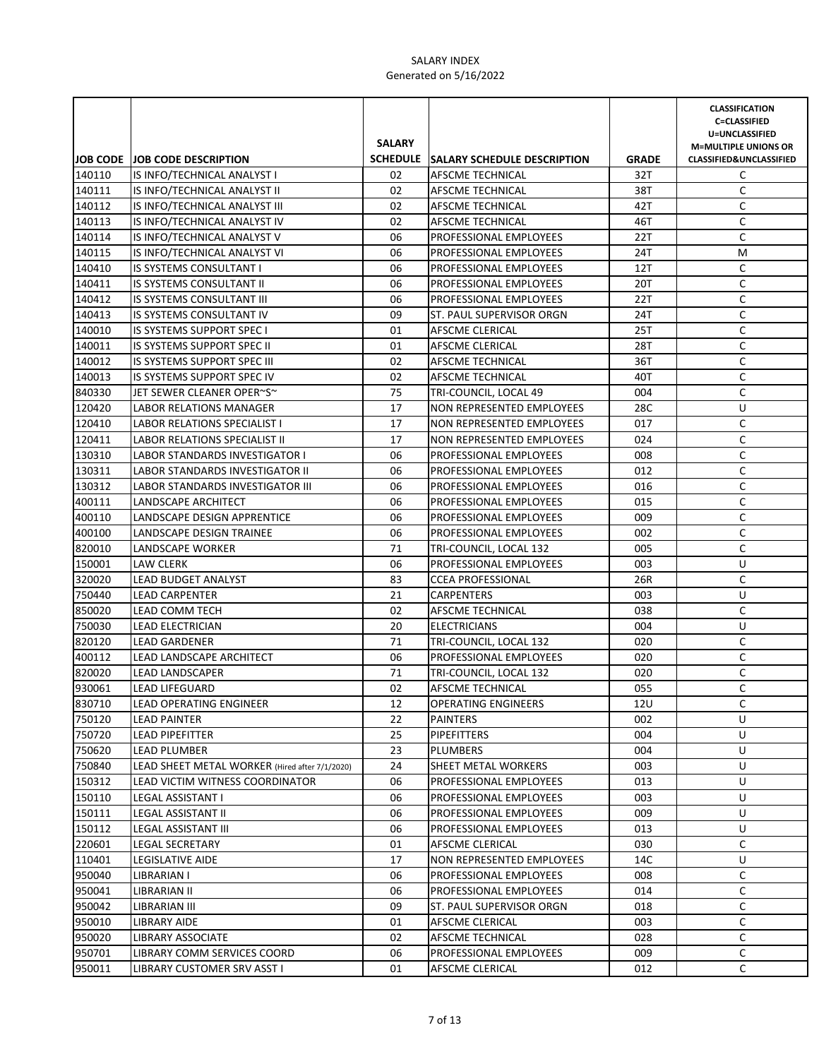SALARY INDEX
Generated on 5/16/2022

| JOB CODE | JOB CODE DESCRIPTION | SALARY SCHEDULE | SALARY SCHEDULE DESCRIPTION | GRADE | CLASSIFICATION C=CLASSIFIED U=UNCLASSIFIED M=MULTIPLE UNIONS OR CLASSIFIED&UNCLASSIFIED |
|---|---|---|---|---|---|
| 140110 | IS INFO/TECHNICAL ANALYST I | 02 | AFSCME TECHNICAL | 32T | C |
| 140111 | IS INFO/TECHNICAL ANALYST II | 02 | AFSCME TECHNICAL | 38T | C |
| 140112 | IS INFO/TECHNICAL ANALYST III | 02 | AFSCME TECHNICAL | 42T | C |
| 140113 | IS INFO/TECHNICAL ANALYST IV | 02 | AFSCME TECHNICAL | 46T | C |
| 140114 | IS INFO/TECHNICAL ANALYST V | 06 | PROFESSIONAL EMPLOYEES | 22T | C |
| 140115 | IS INFO/TECHNICAL ANALYST VI | 06 | PROFESSIONAL EMPLOYEES | 24T | M |
| 140410 | IS SYSTEMS CONSULTANT I | 06 | PROFESSIONAL EMPLOYEES | 12T | C |
| 140411 | IS SYSTEMS CONSULTANT II | 06 | PROFESSIONAL EMPLOYEES | 20T | C |
| 140412 | IS SYSTEMS CONSULTANT III | 06 | PROFESSIONAL EMPLOYEES | 22T | C |
| 140413 | IS SYSTEMS CONSULTANT IV | 09 | ST. PAUL SUPERVISOR ORGN | 24T | C |
| 140010 | IS SYSTEMS SUPPORT SPEC I | 01 | AFSCME CLERICAL | 25T | C |
| 140011 | IS SYSTEMS SUPPORT SPEC II | 01 | AFSCME CLERICAL | 28T | C |
| 140012 | IS SYSTEMS SUPPORT SPEC III | 02 | AFSCME TECHNICAL | 36T | C |
| 140013 | IS SYSTEMS SUPPORT SPEC IV | 02 | AFSCME TECHNICAL | 40T | C |
| 840330 | JET SEWER CLEANER OPER~S~ | 75 | TRI-COUNCIL, LOCAL 49 | 004 | C |
| 120420 | LABOR RELATIONS MANAGER | 17 | NON REPRESENTED EMPLOYEES | 28C | U |
| 120410 | LABOR RELATIONS SPECIALIST I | 17 | NON REPRESENTED EMPLOYEES | 017 | C |
| 120411 | LABOR RELATIONS SPECIALIST II | 17 | NON REPRESENTED EMPLOYEES | 024 | C |
| 130310 | LABOR STANDARDS INVESTIGATOR I | 06 | PROFESSIONAL EMPLOYEES | 008 | C |
| 130311 | LABOR STANDARDS INVESTIGATOR II | 06 | PROFESSIONAL EMPLOYEES | 012 | C |
| 130312 | LABOR STANDARDS INVESTIGATOR III | 06 | PROFESSIONAL EMPLOYEES | 016 | C |
| 400111 | LANDSCAPE ARCHITECT | 06 | PROFESSIONAL EMPLOYEES | 015 | C |
| 400110 | LANDSCAPE DESIGN APPRENTICE | 06 | PROFESSIONAL EMPLOYEES | 009 | C |
| 400100 | LANDSCAPE DESIGN TRAINEE | 06 | PROFESSIONAL EMPLOYEES | 002 | C |
| 820010 | LANDSCAPE WORKER | 71 | TRI-COUNCIL, LOCAL 132 | 005 | C |
| 150001 | LAW CLERK | 06 | PROFESSIONAL EMPLOYEES | 003 | U |
| 320020 | LEAD BUDGET ANALYST | 83 | CCEA PROFESSIONAL | 26R | C |
| 750440 | LEAD CARPENTER | 21 | CARPENTERS | 003 | U |
| 850020 | LEAD COMM TECH | 02 | AFSCME TECHNICAL | 038 | C |
| 750030 | LEAD ELECTRICIAN | 20 | ELECTRICIANS | 004 | U |
| 820120 | LEAD GARDENER | 71 | TRI-COUNCIL, LOCAL 132 | 020 | C |
| 400112 | LEAD LANDSCAPE ARCHITECT | 06 | PROFESSIONAL EMPLOYEES | 020 | C |
| 820020 | LEAD LANDSCAPER | 71 | TRI-COUNCIL, LOCAL 132 | 020 | C |
| 930061 | LEAD LIFEGUARD | 02 | AFSCME TECHNICAL | 055 | C |
| 830710 | LEAD OPERATING ENGINEER | 12 | OPERATING ENGINEERS | 12U | C |
| 750120 | LEAD PAINTER | 22 | PAINTERS | 002 | U |
| 750720 | LEAD PIPEFITTER | 25 | PIPEFITTERS | 004 | U |
| 750620 | LEAD PLUMBER | 23 | PLUMBERS | 004 | U |
| 750840 | LEAD SHEET METAL WORKER (Hired after 7/1/2020) | 24 | SHEET METAL WORKERS | 003 | U |
| 150312 | LEAD VICTIM WITNESS COORDINATOR | 06 | PROFESSIONAL EMPLOYEES | 013 | U |
| 150110 | LEGAL ASSISTANT I | 06 | PROFESSIONAL EMPLOYEES | 003 | U |
| 150111 | LEGAL ASSISTANT II | 06 | PROFESSIONAL EMPLOYEES | 009 | U |
| 150112 | LEGAL ASSISTANT III | 06 | PROFESSIONAL EMPLOYEES | 013 | U |
| 220601 | LEGAL SECRETARY | 01 | AFSCME CLERICAL | 030 | C |
| 110401 | LEGISLATIVE AIDE | 17 | NON REPRESENTED EMPLOYEES | 14C | U |
| 950040 | LIBRARIAN I | 06 | PROFESSIONAL EMPLOYEES | 008 | C |
| 950041 | LIBRARIAN II | 06 | PROFESSIONAL EMPLOYEES | 014 | C |
| 950042 | LIBRARIAN III | 09 | ST. PAUL SUPERVISOR ORGN | 018 | C |
| 950010 | LIBRARY AIDE | 01 | AFSCME CLERICAL | 003 | C |
| 950020 | LIBRARY ASSOCIATE | 02 | AFSCME TECHNICAL | 028 | C |
| 950701 | LIBRARY COMM SERVICES COORD | 06 | PROFESSIONAL EMPLOYEES | 009 | C |
| 950011 | LIBRARY CUSTOMER SRV ASST I | 01 | AFSCME CLERICAL | 012 | C |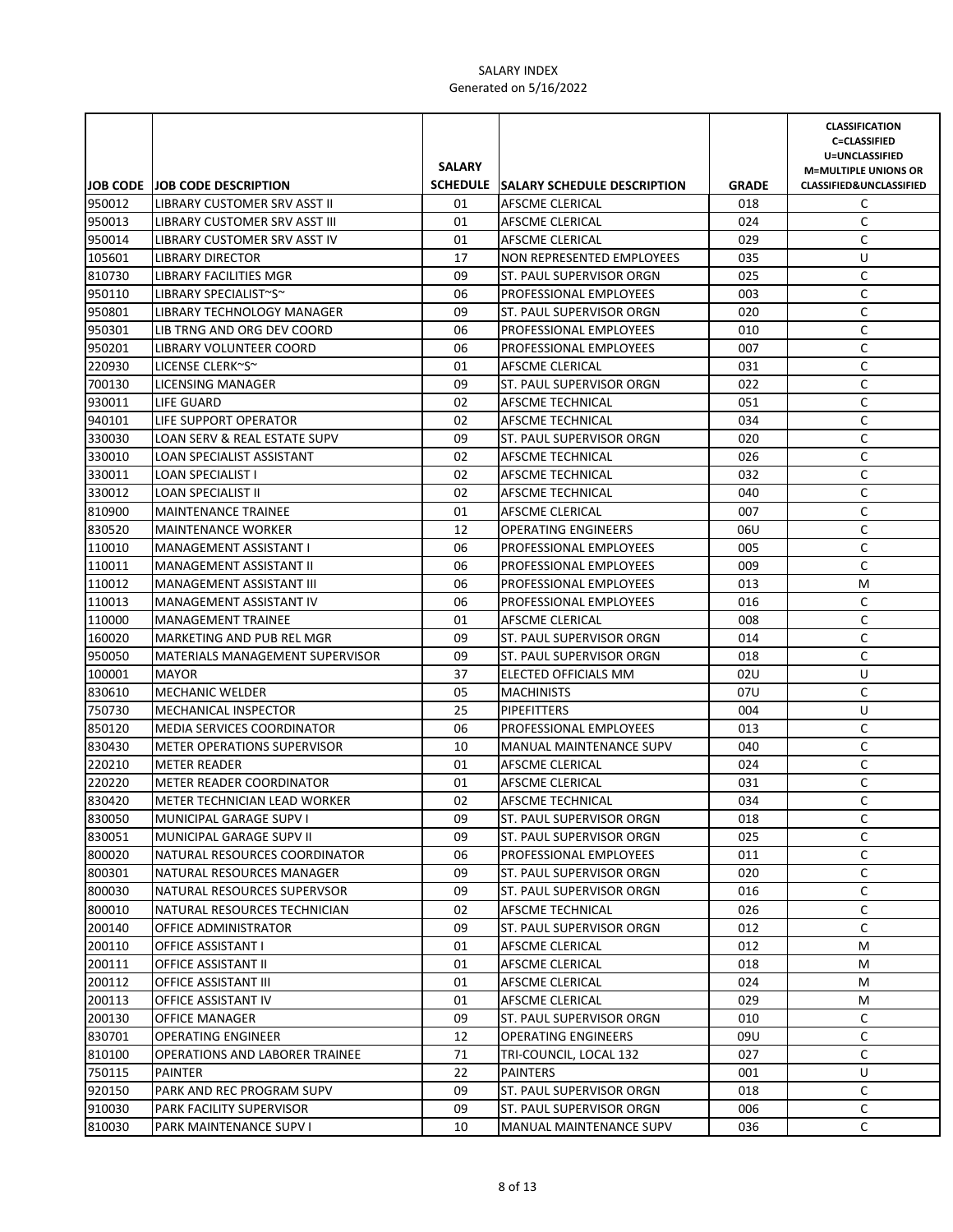SALARY INDEX
Generated on 5/16/2022

| JOB CODE | JOB CODE DESCRIPTION | SALARY SCHEDULE | SALARY SCHEDULE DESCRIPTION | GRADE | CLASSIFICATION C=CLASSIFIED U=UNCLASSIFIED M=MULTIPLE UNIONS OR CLASSIFIED&UNCLASSIFIED |
|---|---|---|---|---|---|
| 950012 | LIBRARY CUSTOMER SRV ASST II | 01 | AFSCME CLERICAL | 018 | C |
| 950013 | LIBRARY CUSTOMER SRV ASST III | 01 | AFSCME CLERICAL | 024 | C |
| 950014 | LIBRARY CUSTOMER SRV ASST IV | 01 | AFSCME CLERICAL | 029 | C |
| 105601 | LIBRARY DIRECTOR | 17 | NON REPRESENTED EMPLOYEES | 035 | U |
| 810730 | LIBRARY FACILITIES MGR | 09 | ST. PAUL SUPERVISOR ORGN | 025 | C |
| 950110 | LIBRARY SPECIALIST~S~ | 06 | PROFESSIONAL EMPLOYEES | 003 | C |
| 950801 | LIBRARY TECHNOLOGY MANAGER | 09 | ST. PAUL SUPERVISOR ORGN | 020 | C |
| 950301 | LIB TRNG AND ORG DEV COORD | 06 | PROFESSIONAL EMPLOYEES | 010 | C |
| 950201 | LIBRARY VOLUNTEER COORD | 06 | PROFESSIONAL EMPLOYEES | 007 | C |
| 220930 | LICENSE CLERK~S~ | 01 | AFSCME CLERICAL | 031 | C |
| 700130 | LICENSING MANAGER | 09 | ST. PAUL SUPERVISOR ORGN | 022 | C |
| 930011 | LIFE GUARD | 02 | AFSCME TECHNICAL | 051 | C |
| 940101 | LIFE SUPPORT OPERATOR | 02 | AFSCME TECHNICAL | 034 | C |
| 330030 | LOAN SERV & REAL ESTATE SUPV | 09 | ST. PAUL SUPERVISOR ORGN | 020 | C |
| 330010 | LOAN SPECIALIST ASSISTANT | 02 | AFSCME TECHNICAL | 026 | C |
| 330011 | LOAN SPECIALIST I | 02 | AFSCME TECHNICAL | 032 | C |
| 330012 | LOAN SPECIALIST II | 02 | AFSCME TECHNICAL | 040 | C |
| 810900 | MAINTENANCE TRAINEE | 01 | AFSCME CLERICAL | 007 | C |
| 830520 | MAINTENANCE WORKER | 12 | OPERATING ENGINEERS | 06U | C |
| 110010 | MANAGEMENT ASSISTANT I | 06 | PROFESSIONAL EMPLOYEES | 005 | C |
| 110011 | MANAGEMENT ASSISTANT II | 06 | PROFESSIONAL EMPLOYEES | 009 | C |
| 110012 | MANAGEMENT ASSISTANT III | 06 | PROFESSIONAL EMPLOYEES | 013 | M |
| 110013 | MANAGEMENT ASSISTANT IV | 06 | PROFESSIONAL EMPLOYEES | 016 | C |
| 110000 | MANAGEMENT TRAINEE | 01 | AFSCME CLERICAL | 008 | C |
| 160020 | MARKETING AND PUB REL MGR | 09 | ST. PAUL SUPERVISOR ORGN | 014 | C |
| 950050 | MATERIALS MANAGEMENT SUPERVISOR | 09 | ST. PAUL SUPERVISOR ORGN | 018 | C |
| 100001 | MAYOR | 37 | ELECTED OFFICIALS MM | 02U | U |
| 830610 | MECHANIC WELDER | 05 | MACHINISTS | 07U | C |
| 750730 | MECHANICAL INSPECTOR | 25 | PIPEFITTERS | 004 | U |
| 850120 | MEDIA SERVICES COORDINATOR | 06 | PROFESSIONAL EMPLOYEES | 013 | C |
| 830430 | METER OPERATIONS SUPERVISOR | 10 | MANUAL MAINTENANCE SUPV | 040 | C |
| 220210 | METER READER | 01 | AFSCME CLERICAL | 024 | C |
| 220220 | METER READER COORDINATOR | 01 | AFSCME CLERICAL | 031 | C |
| 830420 | METER TECHNICIAN LEAD WORKER | 02 | AFSCME TECHNICAL | 034 | C |
| 830050 | MUNICIPAL GARAGE SUPV I | 09 | ST. PAUL SUPERVISOR ORGN | 018 | C |
| 830051 | MUNICIPAL GARAGE SUPV II | 09 | ST. PAUL SUPERVISOR ORGN | 025 | C |
| 800020 | NATURAL RESOURCES COORDINATOR | 06 | PROFESSIONAL EMPLOYEES | 011 | C |
| 800301 | NATURAL RESOURCES MANAGER | 09 | ST. PAUL SUPERVISOR ORGN | 020 | C |
| 800030 | NATURAL RESOURCES SUPERVSOR | 09 | ST. PAUL SUPERVISOR ORGN | 016 | C |
| 800010 | NATURAL RESOURCES TECHNICIAN | 02 | AFSCME TECHNICAL | 026 | C |
| 200140 | OFFICE ADMINISTRATOR | 09 | ST. PAUL SUPERVISOR ORGN | 012 | C |
| 200110 | OFFICE ASSISTANT I | 01 | AFSCME CLERICAL | 012 | M |
| 200111 | OFFICE ASSISTANT II | 01 | AFSCME CLERICAL | 018 | M |
| 200112 | OFFICE ASSISTANT III | 01 | AFSCME CLERICAL | 024 | M |
| 200113 | OFFICE ASSISTANT IV | 01 | AFSCME CLERICAL | 029 | M |
| 200130 | OFFICE MANAGER | 09 | ST. PAUL SUPERVISOR ORGN | 010 | C |
| 830701 | OPERATING ENGINEER | 12 | OPERATING ENGINEERS | 09U | C |
| 810100 | OPERATIONS AND LABORER TRAINEE | 71 | TRI-COUNCIL, LOCAL 132 | 027 | C |
| 750115 | PAINTER | 22 | PAINTERS | 001 | U |
| 920150 | PARK AND REC PROGRAM SUPV | 09 | ST. PAUL SUPERVISOR ORGN | 018 | C |
| 910030 | PARK FACILITY SUPERVISOR | 09 | ST. PAUL SUPERVISOR ORGN | 006 | C |
| 810030 | PARK MAINTENANCE SUPV I | 10 | MANUAL MAINTENANCE SUPV | 036 | C |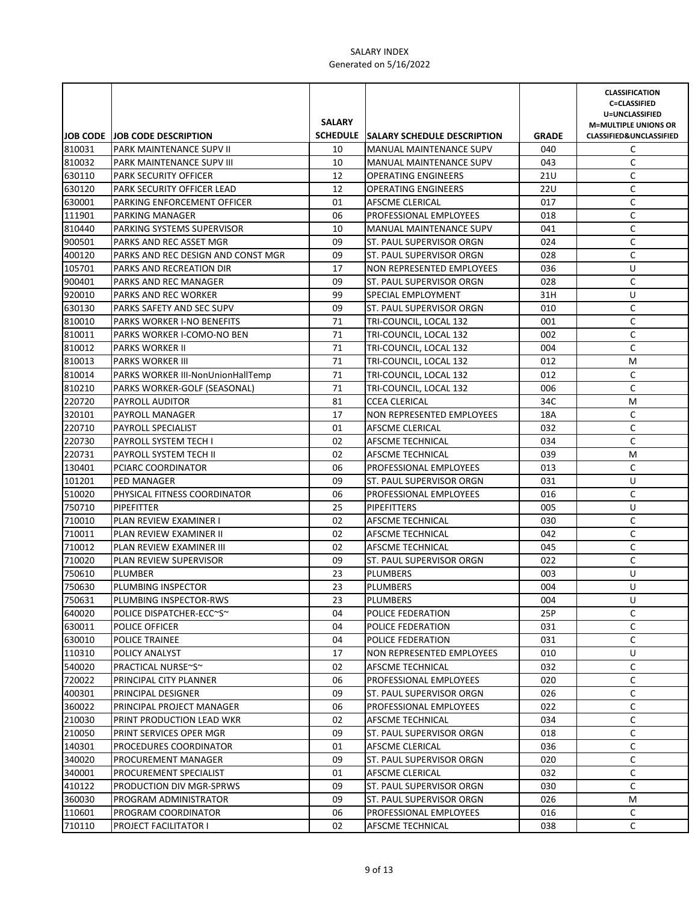SALARY INDEX
Generated on 5/16/2022

| JOB CODE | JOB CODE DESCRIPTION | SALARY SCHEDULE | SALARY SCHEDULE DESCRIPTION | GRADE | CLASSIFICATION C=CLASSIFIED U=UNCLASSIFIED M=MULTIPLE UNIONS OR CLASSIFIED&UNCLASSIFIED |
|---|---|---|---|---|---|
| 810031 | PARK MAINTENANCE SUPV II | 10 | MANUAL MAINTENANCE SUPV | 040 | C |
| 810032 | PARK MAINTENANCE SUPV III | 10 | MANUAL MAINTENANCE SUPV | 043 | C |
| 630110 | PARK SECURITY OFFICER | 12 | OPERATING ENGINEERS | 21U | C |
| 630120 | PARK SECURITY OFFICER LEAD | 12 | OPERATING ENGINEERS | 22U | C |
| 630001 | PARKING ENFORCEMENT OFFICER | 01 | AFSCME CLERICAL | 017 | C |
| 111901 | PARKING MANAGER | 06 | PROFESSIONAL EMPLOYEES | 018 | C |
| 810440 | PARKING SYSTEMS SUPERVISOR | 10 | MANUAL MAINTENANCE SUPV | 041 | C |
| 900501 | PARKS AND REC ASSET MGR | 09 | ST. PAUL SUPERVISOR ORGN | 024 | C |
| 400120 | PARKS AND REC DESIGN AND CONST MGR | 09 | ST. PAUL SUPERVISOR ORGN | 028 | C |
| 105701 | PARKS AND RECREATION DIR | 17 | NON REPRESENTED EMPLOYEES | 036 | U |
| 900401 | PARKS AND REC MANAGER | 09 | ST. PAUL SUPERVISOR ORGN | 028 | C |
| 920010 | PARKS AND REC WORKER | 99 | SPECIAL EMPLOYMENT | 31H | U |
| 630130 | PARKS SAFETY AND SEC SUPV | 09 | ST. PAUL SUPERVISOR ORGN | 010 | C |
| 810010 | PARKS WORKER I-NO BENEFITS | 71 | TRI-COUNCIL, LOCAL 132 | 001 | C |
| 810011 | PARKS WORKER I-COMO-NO BEN | 71 | TRI-COUNCIL, LOCAL 132 | 002 | C |
| 810012 | PARKS WORKER II | 71 | TRI-COUNCIL, LOCAL 132 | 004 | C |
| 810013 | PARKS WORKER III | 71 | TRI-COUNCIL, LOCAL 132 | 012 | M |
| 810014 | PARKS WORKER III-NonUnionHallTemp | 71 | TRI-COUNCIL, LOCAL 132 | 012 | C |
| 810210 | PARKS WORKER-GOLF (SEASONAL) | 71 | TRI-COUNCIL, LOCAL 132 | 006 | C |
| 220720 | PAYROLL AUDITOR | 81 | CCEA CLERICAL | 34C | M |
| 320101 | PAYROLL MANAGER | 17 | NON REPRESENTED EMPLOYEES | 18A | C |
| 220710 | PAYROLL SPECIALIST | 01 | AFSCME CLERICAL | 032 | C |
| 220730 | PAYROLL SYSTEM TECH I | 02 | AFSCME TECHNICAL | 034 | C |
| 220731 | PAYROLL SYSTEM TECH II | 02 | AFSCME TECHNICAL | 039 | M |
| 130401 | PCIARC COORDINATOR | 06 | PROFESSIONAL EMPLOYEES | 013 | C |
| 101201 | PED MANAGER | 09 | ST. PAUL SUPERVISOR ORGN | 031 | U |
| 510020 | PHYSICAL FITNESS COORDINATOR | 06 | PROFESSIONAL EMPLOYEES | 016 | C |
| 750710 | PIPEFITTER | 25 | PIPEFITTERS | 005 | U |
| 710010 | PLAN REVIEW EXAMINER I | 02 | AFSCME TECHNICAL | 030 | C |
| 710011 | PLAN REVIEW EXAMINER II | 02 | AFSCME TECHNICAL | 042 | C |
| 710012 | PLAN REVIEW EXAMINER III | 02 | AFSCME TECHNICAL | 045 | C |
| 710020 | PLAN REVIEW SUPERVISOR | 09 | ST. PAUL SUPERVISOR ORGN | 022 | C |
| 750610 | PLUMBER | 23 | PLUMBERS | 003 | U |
| 750630 | PLUMBING INSPECTOR | 23 | PLUMBERS | 004 | U |
| 750631 | PLUMBING INSPECTOR-RWS | 23 | PLUMBERS | 004 | U |
| 640020 | POLICE DISPATCHER-ECC~S~ | 04 | POLICE FEDERATION | 25P | C |
| 630011 | POLICE OFFICER | 04 | POLICE FEDERATION | 031 | C |
| 630010 | POLICE TRAINEE | 04 | POLICE FEDERATION | 031 | C |
| 110310 | POLICY ANALYST | 17 | NON REPRESENTED EMPLOYEES | 010 | U |
| 540020 | PRACTICAL NURSE~S~ | 02 | AFSCME TECHNICAL | 032 | C |
| 720022 | PRINCIPAL CITY PLANNER | 06 | PROFESSIONAL EMPLOYEES | 020 | C |
| 400301 | PRINCIPAL DESIGNER | 09 | ST. PAUL SUPERVISOR ORGN | 026 | C |
| 360022 | PRINCIPAL PROJECT MANAGER | 06 | PROFESSIONAL EMPLOYEES | 022 | C |
| 210030 | PRINT PRODUCTION LEAD WKR | 02 | AFSCME TECHNICAL | 034 | C |
| 210050 | PRINT SERVICES OPER MGR | 09 | ST. PAUL SUPERVISOR ORGN | 018 | C |
| 140301 | PROCEDURES COORDINATOR | 01 | AFSCME CLERICAL | 036 | C |
| 340020 | PROCUREMENT MANAGER | 09 | ST. PAUL SUPERVISOR ORGN | 020 | C |
| 340001 | PROCUREMENT SPECIALIST | 01 | AFSCME CLERICAL | 032 | C |
| 410122 | PRODUCTION DIV MGR-SPRWS | 09 | ST. PAUL SUPERVISOR ORGN | 030 | C |
| 360030 | PROGRAM ADMINISTRATOR | 09 | ST. PAUL SUPERVISOR ORGN | 026 | M |
| 110601 | PROGRAM COORDINATOR | 06 | PROFESSIONAL EMPLOYEES | 016 | C |
| 710110 | PROJECT FACILITATOR I | 02 | AFSCME TECHNICAL | 038 | C |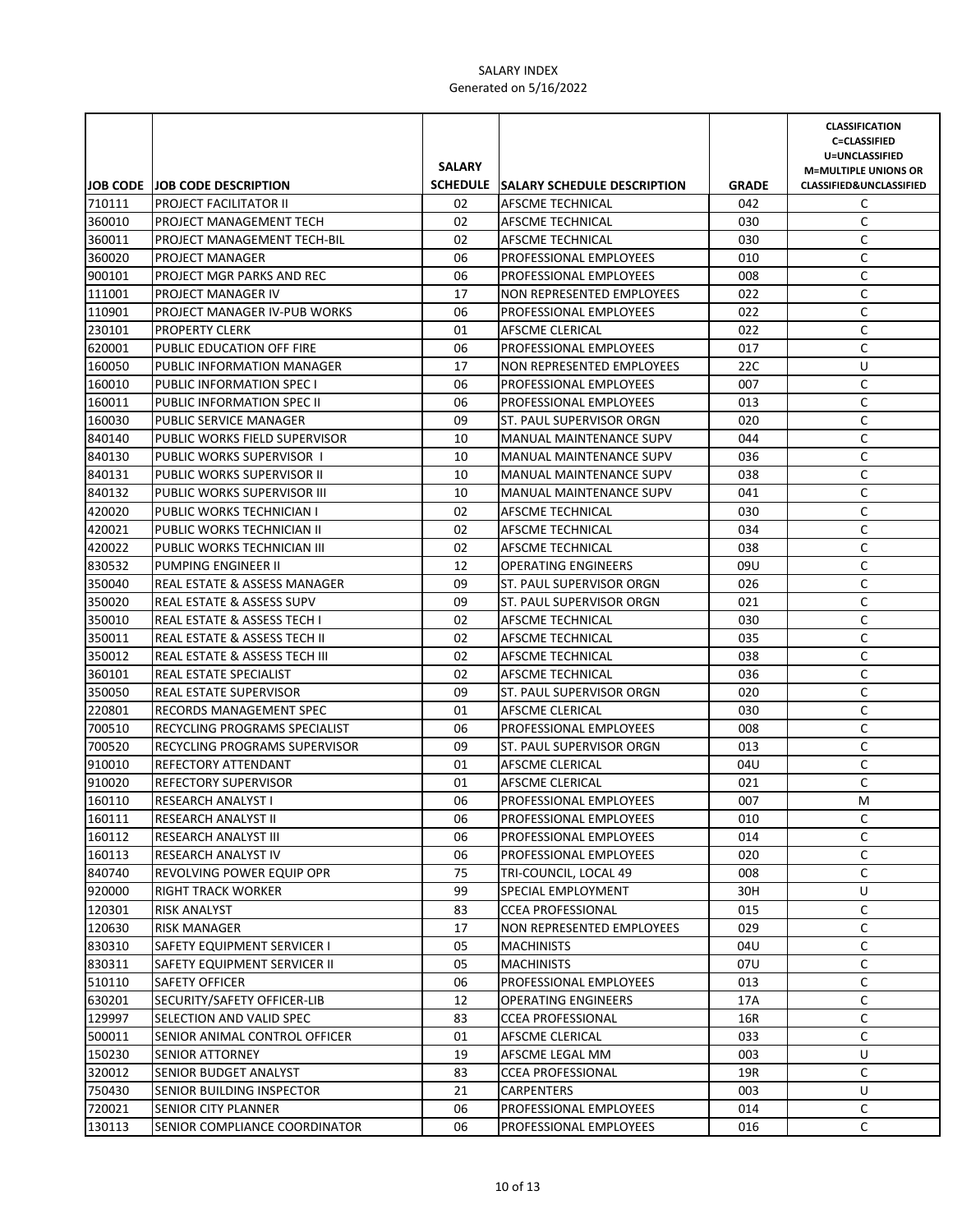SALARY INDEX
Generated on 5/16/2022

| JOB CODE | JOB CODE DESCRIPTION | SALARY SCHEDULE | SALARY SCHEDULE DESCRIPTION | GRADE | CLASSIFICATION C=CLASSIFIED U=UNCLASSIFIED M=MULTIPLE UNIONS OR CLASSIFIED&UNCLASSIFIED |
|---|---|---|---|---|---|
| 710111 | PROJECT FACILITATOR II | 02 | AFSCME TECHNICAL | 042 | C |
| 360010 | PROJECT MANAGEMENT TECH | 02 | AFSCME TECHNICAL | 030 | C |
| 360011 | PROJECT MANAGEMENT TECH-BIL | 02 | AFSCME TECHNICAL | 030 | C |
| 360020 | PROJECT MANAGER | 06 | PROFESSIONAL EMPLOYEES | 010 | C |
| 900101 | PROJECT MGR PARKS AND REC | 06 | PROFESSIONAL EMPLOYEES | 008 | C |
| 111001 | PROJECT MANAGER IV | 17 | NON REPRESENTED EMPLOYEES | 022 | C |
| 110901 | PROJECT MANAGER IV-PUB WORKS | 06 | PROFESSIONAL EMPLOYEES | 022 | C |
| 230101 | PROPERTY CLERK | 01 | AFSCME CLERICAL | 022 | C |
| 620001 | PUBLIC EDUCATION OFF FIRE | 06 | PROFESSIONAL EMPLOYEES | 017 | C |
| 160050 | PUBLIC INFORMATION MANAGER | 17 | NON REPRESENTED EMPLOYEES | 22C | U |
| 160010 | PUBLIC INFORMATION SPEC I | 06 | PROFESSIONAL EMPLOYEES | 007 | C |
| 160011 | PUBLIC INFORMATION SPEC II | 06 | PROFESSIONAL EMPLOYEES | 013 | C |
| 160030 | PUBLIC SERVICE MANAGER | 09 | ST. PAUL SUPERVISOR ORGN | 020 | C |
| 840140 | PUBLIC WORKS FIELD SUPERVISOR | 10 | MANUAL MAINTENANCE SUPV | 044 | C |
| 840130 | PUBLIC WORKS SUPERVISOR I | 10 | MANUAL MAINTENANCE SUPV | 036 | C |
| 840131 | PUBLIC WORKS SUPERVISOR II | 10 | MANUAL MAINTENANCE SUPV | 038 | C |
| 840132 | PUBLIC WORKS SUPERVISOR III | 10 | MANUAL MAINTENANCE SUPV | 041 | C |
| 420020 | PUBLIC WORKS TECHNICIAN I | 02 | AFSCME TECHNICAL | 030 | C |
| 420021 | PUBLIC WORKS TECHNICIAN II | 02 | AFSCME TECHNICAL | 034 | C |
| 420022 | PUBLIC WORKS TECHNICIAN III | 02 | AFSCME TECHNICAL | 038 | C |
| 830532 | PUMPING ENGINEER II | 12 | OPERATING ENGINEERS | 09U | C |
| 350040 | REAL ESTATE & ASSESS MANAGER | 09 | ST. PAUL SUPERVISOR ORGN | 026 | C |
| 350020 | REAL ESTATE & ASSESS SUPV | 09 | ST. PAUL SUPERVISOR ORGN | 021 | C |
| 350010 | REAL ESTATE & ASSESS TECH I | 02 | AFSCME TECHNICAL | 030 | C |
| 350011 | REAL ESTATE & ASSESS TECH II | 02 | AFSCME TECHNICAL | 035 | C |
| 350012 | REAL ESTATE & ASSESS TECH III | 02 | AFSCME TECHNICAL | 038 | C |
| 360101 | REAL ESTATE SPECIALIST | 02 | AFSCME TECHNICAL | 036 | C |
| 350050 | REAL ESTATE SUPERVISOR | 09 | ST. PAUL SUPERVISOR ORGN | 020 | C |
| 220801 | RECORDS MANAGEMENT SPEC | 01 | AFSCME CLERICAL | 030 | C |
| 700510 | RECYCLING PROGRAMS SPECIALIST | 06 | PROFESSIONAL EMPLOYEES | 008 | C |
| 700520 | RECYCLING PROGRAMS SUPERVISOR | 09 | ST. PAUL SUPERVISOR ORGN | 013 | C |
| 910010 | REFECTORY ATTENDANT | 01 | AFSCME CLERICAL | 04U | C |
| 910020 | REFECTORY SUPERVISOR | 01 | AFSCME CLERICAL | 021 | C |
| 160110 | RESEARCH ANALYST I | 06 | PROFESSIONAL EMPLOYEES | 007 | M |
| 160111 | RESEARCH ANALYST II | 06 | PROFESSIONAL EMPLOYEES | 010 | C |
| 160112 | RESEARCH ANALYST III | 06 | PROFESSIONAL EMPLOYEES | 014 | C |
| 160113 | RESEARCH ANALYST IV | 06 | PROFESSIONAL EMPLOYEES | 020 | C |
| 840740 | REVOLVING POWER EQUIP OPR | 75 | TRI-COUNCIL, LOCAL 49 | 008 | C |
| 920000 | RIGHT TRACK WORKER | 99 | SPECIAL EMPLOYMENT | 30H | U |
| 120301 | RISK ANALYST | 83 | CCEA PROFESSIONAL | 015 | C |
| 120630 | RISK MANAGER | 17 | NON REPRESENTED EMPLOYEES | 029 | C |
| 830310 | SAFETY EQUIPMENT SERVICER I | 05 | MACHINISTS | 04U | C |
| 830311 | SAFETY EQUIPMENT SERVICER II | 05 | MACHINISTS | 07U | C |
| 510110 | SAFETY OFFICER | 06 | PROFESSIONAL EMPLOYEES | 013 | C |
| 630201 | SECURITY/SAFETY OFFICER-LIB | 12 | OPERATING ENGINEERS | 17A | C |
| 129997 | SELECTION AND VALID SPEC | 83 | CCEA PROFESSIONAL | 16R | C |
| 500011 | SENIOR ANIMAL CONTROL OFFICER | 01 | AFSCME CLERICAL | 033 | C |
| 150230 | SENIOR ATTORNEY | 19 | AFSCME LEGAL MM | 003 | U |
| 320012 | SENIOR BUDGET ANALYST | 83 | CCEA PROFESSIONAL | 19R | C |
| 750430 | SENIOR BUILDING INSPECTOR | 21 | CARPENTERS | 003 | U |
| 720021 | SENIOR CITY PLANNER | 06 | PROFESSIONAL EMPLOYEES | 014 | C |
| 130113 | SENIOR COMPLIANCE COORDINATOR | 06 | PROFESSIONAL EMPLOYEES | 016 | C |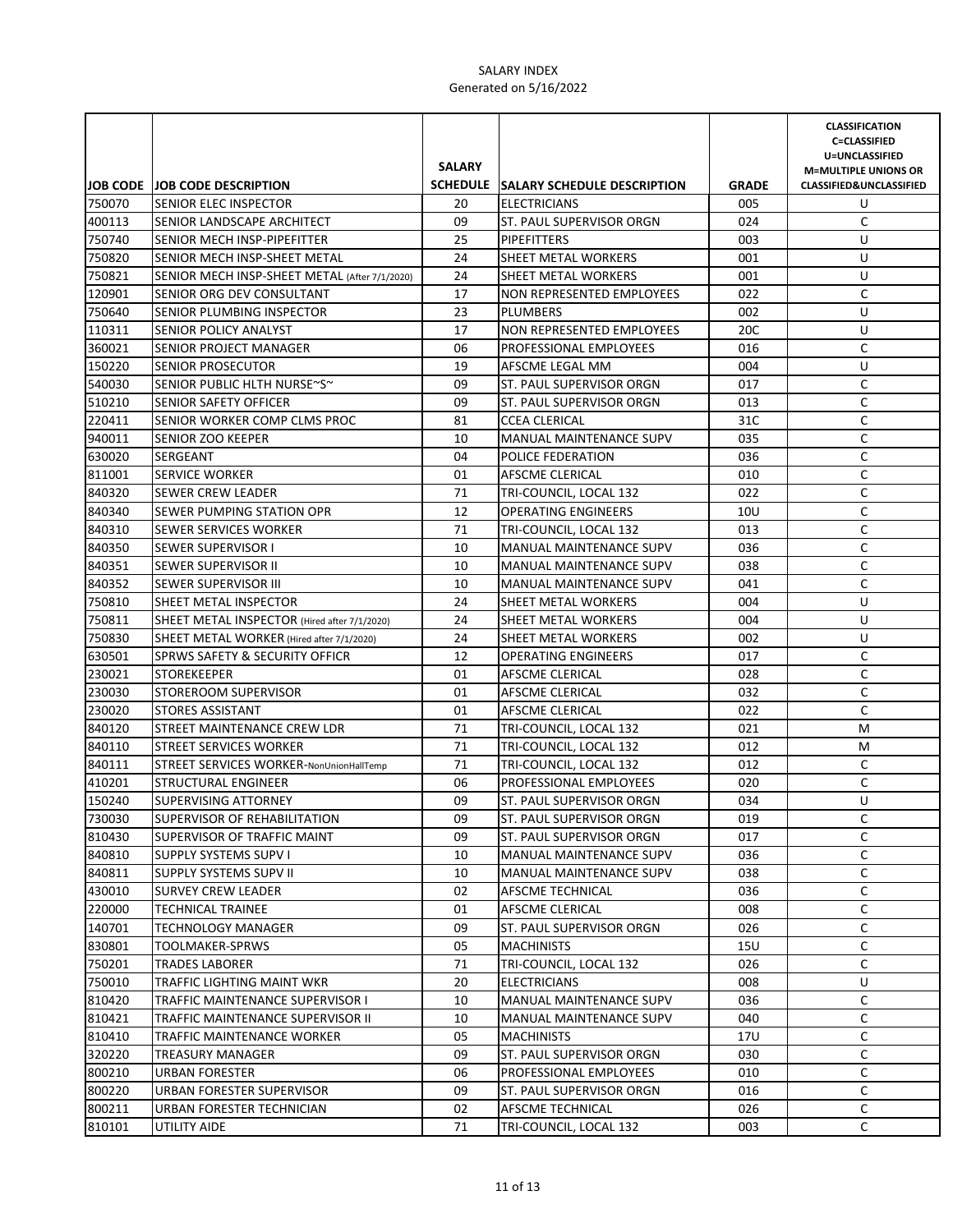SALARY INDEX
Generated on 5/16/2022

| JOB CODE | JOB CODE DESCRIPTION | SALARY SCHEDULE | SALARY SCHEDULE DESCRIPTION | GRADE | CLASSIFICATION C=CLASSIFIED U=UNCLASSIFIED M=MULTIPLE UNIONS OR CLASSIFIED&UNCLASSIFIED |
|---|---|---|---|---|---|
| 750070 | SENIOR ELEC INSPECTOR | 20 | ELECTRICIANS | 005 | U |
| 400113 | SENIOR LANDSCAPE ARCHITECT | 09 | ST. PAUL SUPERVISOR ORGN | 024 | C |
| 750740 | SENIOR MECH INSP-PIPEFITTER | 25 | PIPEFITTERS | 003 | U |
| 750820 | SENIOR MECH INSP-SHEET METAL | 24 | SHEET METAL WORKERS | 001 | U |
| 750821 | SENIOR MECH INSP-SHEET METAL (After 7/1/2020) | 24 | SHEET METAL WORKERS | 001 | U |
| 120901 | SENIOR ORG DEV CONSULTANT | 17 | NON REPRESENTED EMPLOYEES | 022 | C |
| 750640 | SENIOR PLUMBING INSPECTOR | 23 | PLUMBERS | 002 | U |
| 110311 | SENIOR POLICY ANALYST | 17 | NON REPRESENTED EMPLOYEES | 20C | U |
| 360021 | SENIOR PROJECT MANAGER | 06 | PROFESSIONAL EMPLOYEES | 016 | C |
| 150220 | SENIOR PROSECUTOR | 19 | AFSCME LEGAL MM | 004 | U |
| 540030 | SENIOR PUBLIC HLTH NURSE~S~ | 09 | ST. PAUL SUPERVISOR ORGN | 017 | C |
| 510210 | SENIOR SAFETY OFFICER | 09 | ST. PAUL SUPERVISOR ORGN | 013 | C |
| 220411 | SENIOR WORKER COMP CLMS PROC | 81 | CCEA CLERICAL | 31C | C |
| 940011 | SENIOR ZOO KEEPER | 10 | MANUAL MAINTENANCE SUPV | 035 | C |
| 630020 | SERGEANT | 04 | POLICE FEDERATION | 036 | C |
| 811001 | SERVICE WORKER | 01 | AFSCME CLERICAL | 010 | C |
| 840320 | SEWER CREW LEADER | 71 | TRI-COUNCIL, LOCAL 132 | 022 | C |
| 840340 | SEWER PUMPING STATION OPR | 12 | OPERATING ENGINEERS | 10U | C |
| 840310 | SEWER SERVICES WORKER | 71 | TRI-COUNCIL, LOCAL 132 | 013 | C |
| 840350 | SEWER SUPERVISOR I | 10 | MANUAL MAINTENANCE SUPV | 036 | C |
| 840351 | SEWER SUPERVISOR II | 10 | MANUAL MAINTENANCE SUPV | 038 | C |
| 840352 | SEWER SUPERVISOR III | 10 | MANUAL MAINTENANCE SUPV | 041 | C |
| 750810 | SHEET METAL INSPECTOR | 24 | SHEET METAL WORKERS | 004 | U |
| 750811 | SHEET METAL INSPECTOR (Hired after 7/1/2020) | 24 | SHEET METAL WORKERS | 004 | U |
| 750830 | SHEET METAL WORKER (Hired after 7/1/2020) | 24 | SHEET METAL WORKERS | 002 | U |
| 630501 | SPRWS SAFETY & SECURITY OFFICR | 12 | OPERATING ENGINEERS | 017 | C |
| 230021 | STOREKEEPER | 01 | AFSCME CLERICAL | 028 | C |
| 230030 | STOREROOM SUPERVISOR | 01 | AFSCME CLERICAL | 032 | C |
| 230020 | STORES ASSISTANT | 01 | AFSCME CLERICAL | 022 | C |
| 840120 | STREET MAINTENANCE CREW LDR | 71 | TRI-COUNCIL, LOCAL 132 | 021 | M |
| 840110 | STREET SERVICES WORKER | 71 | TRI-COUNCIL, LOCAL 132 | 012 | M |
| 840111 | STREET SERVICES WORKER-NonUnionHallTemp | 71 | TRI-COUNCIL, LOCAL 132 | 012 | C |
| 410201 | STRUCTURAL ENGINEER | 06 | PROFESSIONAL EMPLOYEES | 020 | C |
| 150240 | SUPERVISING ATTORNEY | 09 | ST. PAUL SUPERVISOR ORGN | 034 | U |
| 730030 | SUPERVISOR OF REHABILITATION | 09 | ST. PAUL SUPERVISOR ORGN | 019 | C |
| 810430 | SUPERVISOR OF TRAFFIC MAINT | 09 | ST. PAUL SUPERVISOR ORGN | 017 | C |
| 840810 | SUPPLY SYSTEMS SUPV I | 10 | MANUAL MAINTENANCE SUPV | 036 | C |
| 840811 | SUPPLY SYSTEMS SUPV II | 10 | MANUAL MAINTENANCE SUPV | 038 | C |
| 430010 | SURVEY CREW LEADER | 02 | AFSCME TECHNICAL | 036 | C |
| 220000 | TECHNICAL TRAINEE | 01 | AFSCME CLERICAL | 008 | C |
| 140701 | TECHNOLOGY MANAGER | 09 | ST. PAUL SUPERVISOR ORGN | 026 | C |
| 830801 | TOOLMAKER-SPRWS | 05 | MACHINISTS | 15U | C |
| 750201 | TRADES LABORER | 71 | TRI-COUNCIL, LOCAL 132 | 026 | C |
| 750010 | TRAFFIC LIGHTING MAINT WKR | 20 | ELECTRICIANS | 008 | U |
| 810420 | TRAFFIC MAINTENANCE SUPERVISOR I | 10 | MANUAL MAINTENANCE SUPV | 036 | C |
| 810421 | TRAFFIC MAINTENANCE SUPERVISOR II | 10 | MANUAL MAINTENANCE SUPV | 040 | C |
| 810410 | TRAFFIC MAINTENANCE WORKER | 05 | MACHINISTS | 17U | C |
| 320220 | TREASURY MANAGER | 09 | ST. PAUL SUPERVISOR ORGN | 030 | C |
| 800210 | URBAN FORESTER | 06 | PROFESSIONAL EMPLOYEES | 010 | C |
| 800220 | URBAN FORESTER SUPERVISOR | 09 | ST. PAUL SUPERVISOR ORGN | 016 | C |
| 800211 | URBAN FORESTER TECHNICIAN | 02 | AFSCME TECHNICAL | 026 | C |
| 810101 | UTILITY AIDE | 71 | TRI-COUNCIL, LOCAL 132 | 003 | C |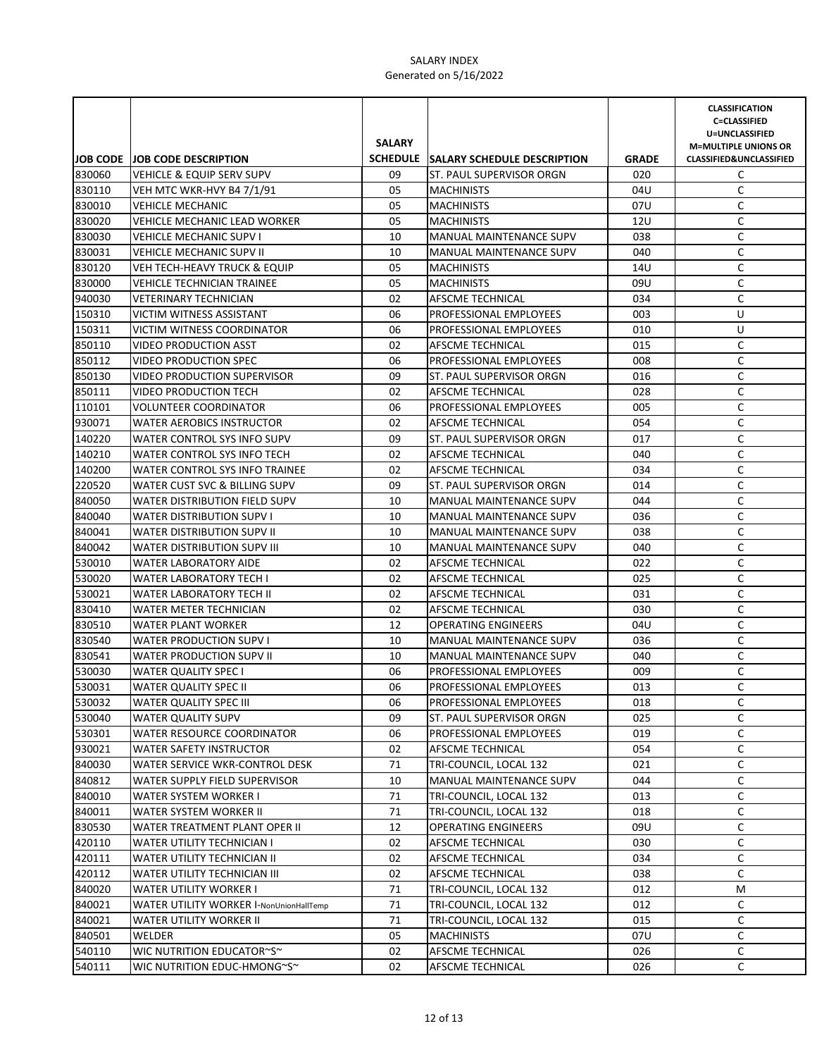# SALARY INDEX

Generated on 5/16/2022

| JOB CODE | JOB CODE DESCRIPTION | SALARY SCHEDULE | SALARY SCHEDULE DESCRIPTION | GRADE | CLASSIFICATION C=CLASSIFIED U=UNCLASSIFIED M=MULTIPLE UNIONS OR CLASSIFIED&UNCLASSIFIED |
|---|---|---|---|---|---|
| 830060 | VEHICLE & EQUIP SERV SUPV | 09 | ST. PAUL SUPERVISOR ORGN | 020 | C |
| 830110 | VEH MTC WKR-HVY B4 7/1/91 | 05 | MACHINISTS | 04U | C |
| 830010 | VEHICLE MECHANIC | 05 | MACHINISTS | 07U | C |
| 830020 | VEHICLE MECHANIC LEAD WORKER | 05 | MACHINISTS | 12U | C |
| 830030 | VEHICLE MECHANIC SUPV I | 10 | MANUAL MAINTENANCE SUPV | 038 | C |
| 830031 | VEHICLE MECHANIC SUPV II | 10 | MANUAL MAINTENANCE SUPV | 040 | C |
| 830120 | VEH TECH-HEAVY TRUCK & EQUIP | 05 | MACHINISTS | 14U | C |
| 830000 | VEHICLE TECHNICIAN TRAINEE | 05 | MACHINISTS | 09U | C |
| 940030 | VETERINARY TECHNICIAN | 02 | AFSCME TECHNICAL | 034 | C |
| 150310 | VICTIM WITNESS ASSISTANT | 06 | PROFESSIONAL EMPLOYEES | 003 | U |
| 150311 | VICTIM WITNESS COORDINATOR | 06 | PROFESSIONAL EMPLOYEES | 010 | U |
| 850110 | VIDEO PRODUCTION ASST | 02 | AFSCME TECHNICAL | 015 | C |
| 850112 | VIDEO PRODUCTION SPEC | 06 | PROFESSIONAL EMPLOYEES | 008 | C |
| 850130 | VIDEO PRODUCTION SUPERVISOR | 09 | ST. PAUL SUPERVISOR ORGN | 016 | C |
| 850111 | VIDEO PRODUCTION TECH | 02 | AFSCME TECHNICAL | 028 | C |
| 110101 | VOLUNTEER COORDINATOR | 06 | PROFESSIONAL EMPLOYEES | 005 | C |
| 930071 | WATER AEROBICS INSTRUCTOR | 02 | AFSCME TECHNICAL | 054 | C |
| 140220 | WATER CONTROL SYS INFO SUPV | 09 | ST. PAUL SUPERVISOR ORGN | 017 | C |
| 140210 | WATER CONTROL SYS INFO TECH | 02 | AFSCME TECHNICAL | 040 | C |
| 140200 | WATER CONTROL SYS INFO TRAINEE | 02 | AFSCME TECHNICAL | 034 | C |
| 220520 | WATER CUST SVC & BILLING SUPV | 09 | ST. PAUL SUPERVISOR ORGN | 014 | C |
| 840050 | WATER DISTRIBUTION FIELD SUPV | 10 | MANUAL MAINTENANCE SUPV | 044 | C |
| 840040 | WATER DISTRIBUTION SUPV I | 10 | MANUAL MAINTENANCE SUPV | 036 | C |
| 840041 | WATER DISTRIBUTION SUPV II | 10 | MANUAL MAINTENANCE SUPV | 038 | C |
| 840042 | WATER DISTRIBUTION SUPV III | 10 | MANUAL MAINTENANCE SUPV | 040 | C |
| 530010 | WATER LABORATORY AIDE | 02 | AFSCME TECHNICAL | 022 | C |
| 530020 | WATER LABORATORY TECH I | 02 | AFSCME TECHNICAL | 025 | C |
| 530021 | WATER LABORATORY TECH II | 02 | AFSCME TECHNICAL | 031 | C |
| 830410 | WATER METER TECHNICIAN | 02 | AFSCME TECHNICAL | 030 | C |
| 830510 | WATER PLANT WORKER | 12 | OPERATING ENGINEERS | 04U | C |
| 830540 | WATER PRODUCTION SUPV I | 10 | MANUAL MAINTENANCE SUPV | 036 | C |
| 830541 | WATER PRODUCTION SUPV II | 10 | MANUAL MAINTENANCE SUPV | 040 | C |
| 530030 | WATER QUALITY SPEC I | 06 | PROFESSIONAL EMPLOYEES | 009 | C |
| 530031 | WATER QUALITY SPEC II | 06 | PROFESSIONAL EMPLOYEES | 013 | C |
| 530032 | WATER QUALITY SPEC III | 06 | PROFESSIONAL EMPLOYEES | 018 | C |
| 530040 | WATER QUALITY SUPV | 09 | ST. PAUL SUPERVISOR ORGN | 025 | C |
| 530301 | WATER RESOURCE COORDINATOR | 06 | PROFESSIONAL EMPLOYEES | 019 | C |
| 930021 | WATER SAFETY INSTRUCTOR | 02 | AFSCME TECHNICAL | 054 | C |
| 840030 | WATER SERVICE WKR-CONTROL DESK | 71 | TRI-COUNCIL, LOCAL 132 | 021 | C |
| 840812 | WATER SUPPLY FIELD SUPERVISOR | 10 | MANUAL MAINTENANCE SUPV | 044 | C |
| 840010 | WATER SYSTEM WORKER I | 71 | TRI-COUNCIL, LOCAL 132 | 013 | C |
| 840011 | WATER SYSTEM WORKER II | 71 | TRI-COUNCIL, LOCAL 132 | 018 | C |
| 830530 | WATER TREATMENT PLANT OPER II | 12 | OPERATING ENGINEERS | 09U | C |
| 420110 | WATER UTILITY TECHNICIAN I | 02 | AFSCME TECHNICAL | 030 | C |
| 420111 | WATER UTILITY TECHNICIAN II | 02 | AFSCME TECHNICAL | 034 | C |
| 420112 | WATER UTILITY TECHNICIAN III | 02 | AFSCME TECHNICAL | 038 | C |
| 840020 | WATER UTILITY WORKER I | 71 | TRI-COUNCIL, LOCAL 132 | 012 | M |
| 840021 | WATER UTILITY WORKER I-NonUnionHallTemp | 71 | TRI-COUNCIL, LOCAL 132 | 012 | C |
| 840021 | WATER UTILITY WORKER II | 71 | TRI-COUNCIL, LOCAL 132 | 015 | C |
| 840501 | WELDER | 05 | MACHINISTS | 07U | C |
| 540110 | WIC NUTRITION EDUCATOR~S~ | 02 | AFSCME TECHNICAL | 026 | C |
| 540111 | WIC NUTRITION EDUC-HMONG~S~ | 02 | AFSCME TECHNICAL | 026 | C |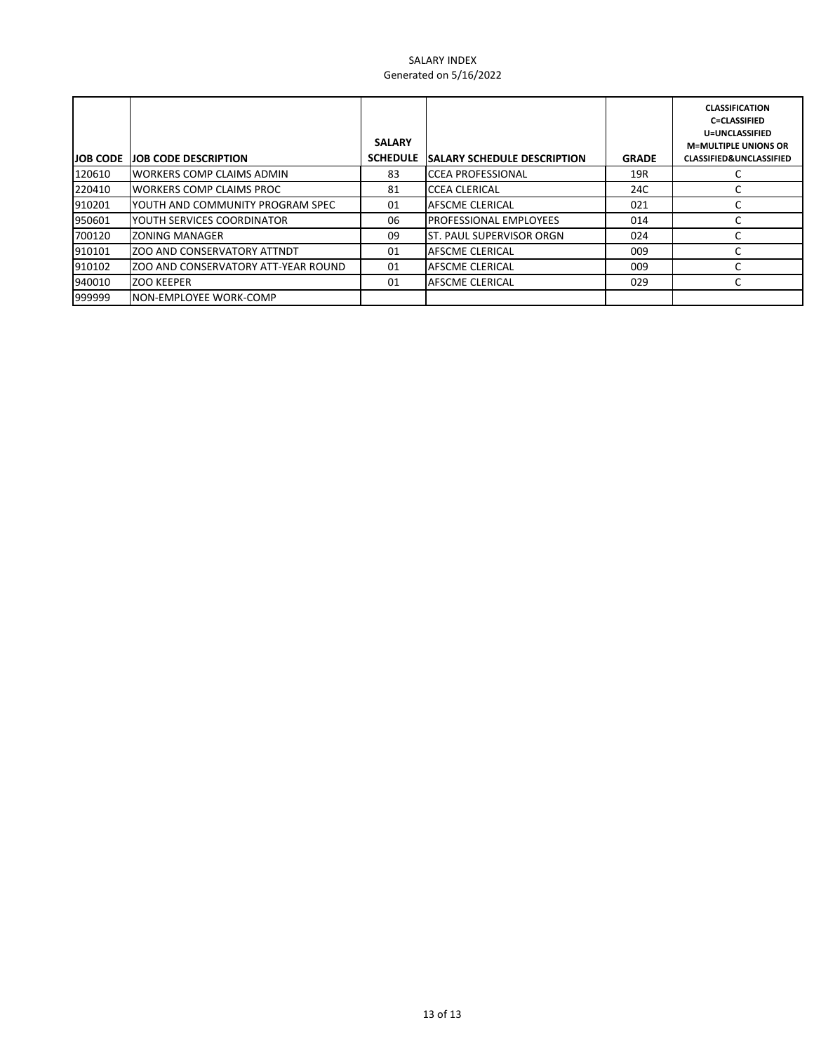SALARY INDEX

Generated on 5/16/2022

| JOB CODE | JOB CODE DESCRIPTION | SALARY SCHEDULE | SALARY SCHEDULE DESCRIPTION | GRADE | CLASSIFICATION C=CLASSIFIED U=UNCLASSIFIED M=MULTIPLE UNIONS OR CLASSIFIED&UNCLASSIFIED |
|---|---|---|---|---|---|
| 120610 | WORKERS COMP CLAIMS ADMIN | 83 | CCEA PROFESSIONAL | 19R | C |
| 220410 | WORKERS COMP CLAIMS PROC | 81 | CCEA CLERICAL | 24C | C |
| 910201 | YOUTH AND COMMUNITY PROGRAM SPEC | 01 | AFSCME CLERICAL | 021 | C |
| 950601 | YOUTH SERVICES COORDINATOR | 06 | PROFESSIONAL EMPLOYEES | 014 | C |
| 700120 | ZONING MANAGER | 09 | ST. PAUL SUPERVISOR ORGN | 024 | C |
| 910101 | ZOO AND CONSERVATORY ATTNDT | 01 | AFSCME CLERICAL | 009 | C |
| 910102 | ZOO AND CONSERVATORY ATT-YEAR ROUND | 01 | AFSCME CLERICAL | 009 | C |
| 940010 | ZOO KEEPER | 01 | AFSCME CLERICAL | 029 | C |
| 999999 | NON-EMPLOYEE WORK-COMP | | | | |